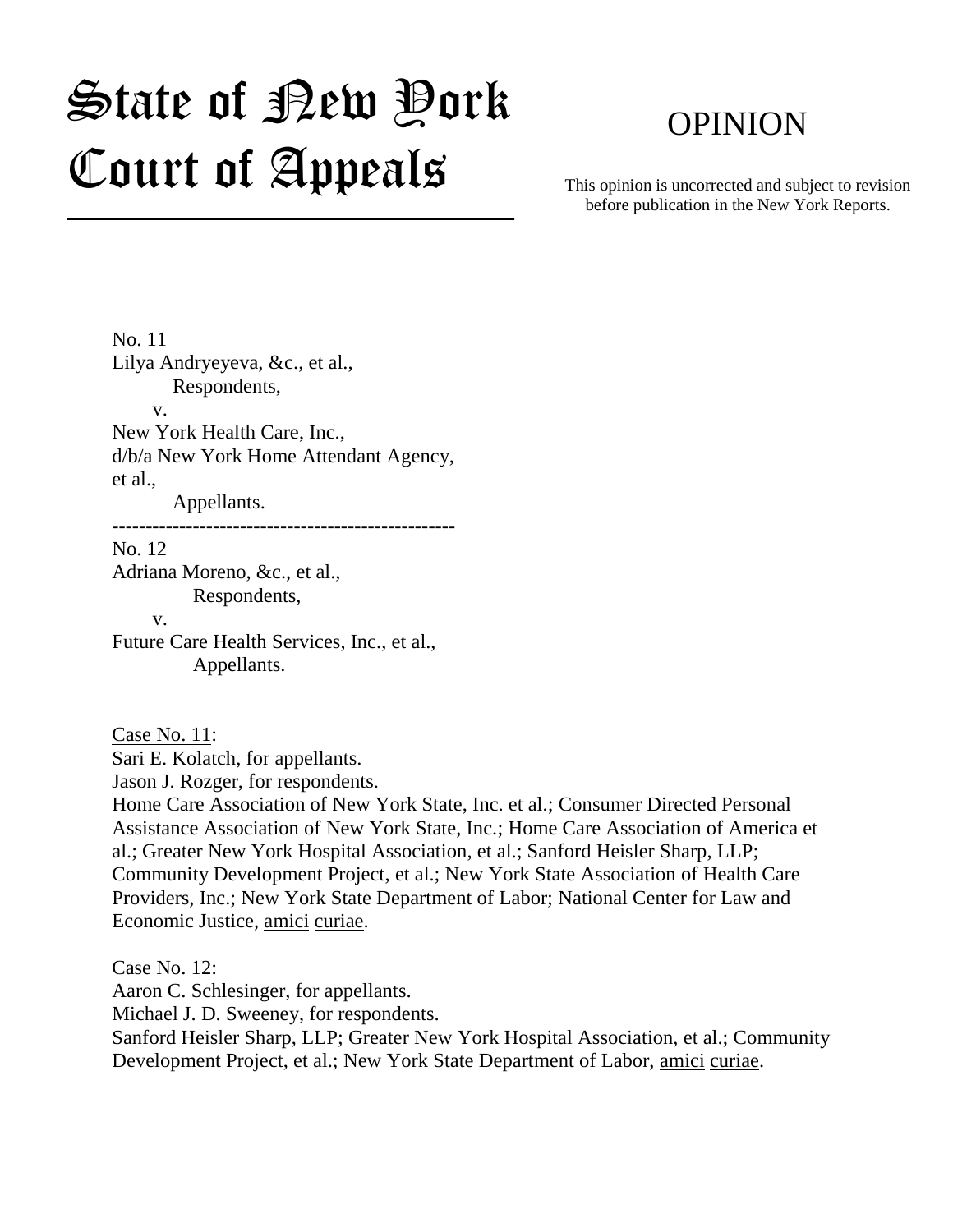# State of New York Court of Appeals

## OPINION

This opinion is uncorrected and subject to revision before publication in the New York Reports.

---

No. 11
Lilya Andryeyeva, &c., et al.,
Respondents,
v.
New York Health Care, Inc.,
d/b/a New York Home Attendant Agency,
et al.,
Appellants.

---

No. 12
Adriana Moreno, &c., et al.,
Respondents,
v.
Future Care Health Services, Inc., et al.,
Appellants.

Case No. 11:
Sari E. Kolatch, for appellants.
Jason J. Rozger, for respondents.
Home Care Association of New York State, Inc. et al.; Consumer Directed Personal Assistance Association of New York State, Inc.; Home Care Association of America et al.; Greater New York Hospital Association, et al.; Sanford Heisler Sharp, LLP; Community Development Project, et al.; New York State Association of Health Care Providers, Inc.; New York State Department of Labor; National Center for Law and Economic Justice, amici curiae.

Case No. 12:
Aaron C. Schlesinger, for appellants.
Michael J. D. Sweeney, for respondents.
Sanford Heisler Sharp, LLP; Greater New York Hospital Association, et al.; Community Development Project, et al.; New York State Department of Labor, amici curiae.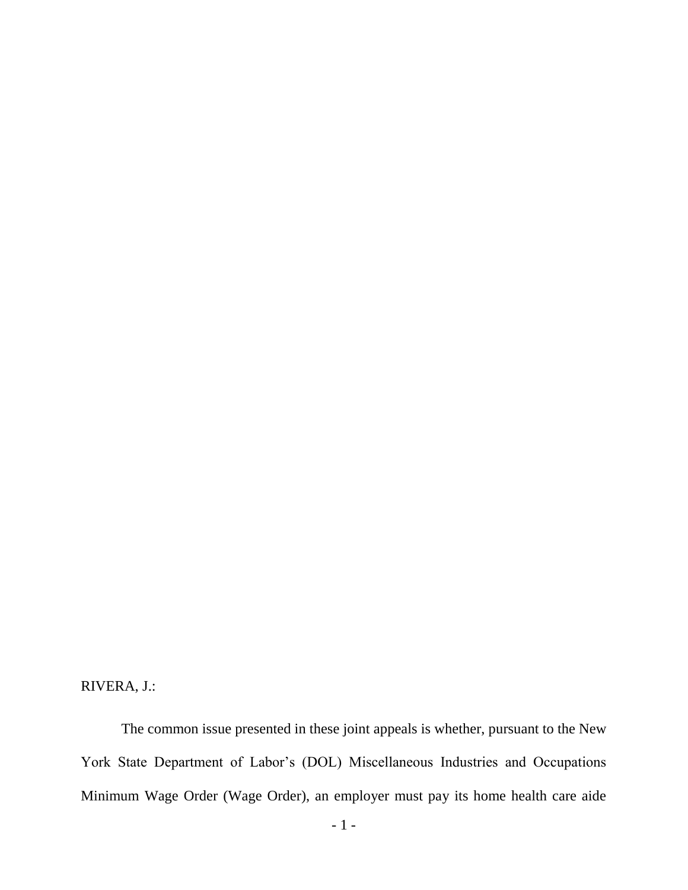RIVERA, J.:

The common issue presented in these joint appeals is whether, pursuant to the New York State Department of Labor's (DOL) Miscellaneous Industries and Occupations Minimum Wage Order (Wage Order), an employer must pay its home health care aide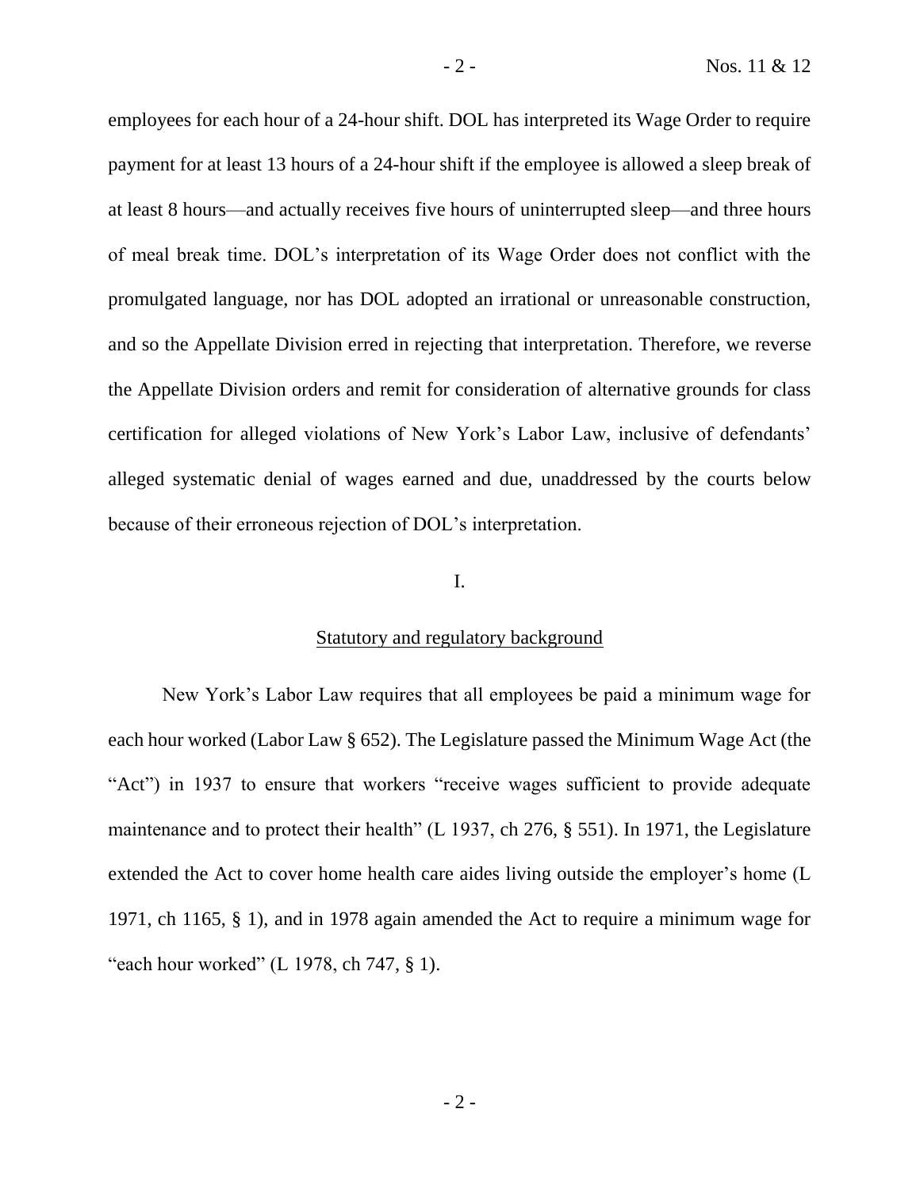employees for each hour of a 24-hour shift. DOL has interpreted its Wage Order to require payment for at least 13 hours of a 24-hour shift if the employee is allowed a sleep break of at least 8 hours—and actually receives five hours of uninterrupted sleep—and three hours of meal break time. DOL's interpretation of its Wage Order does not conflict with the promulgated language, nor has DOL adopted an irrational or unreasonable construction, and so the Appellate Division erred in rejecting that interpretation. Therefore, we reverse the Appellate Division orders and remit for consideration of alternative grounds for class certification for alleged violations of New York's Labor Law, inclusive of defendants' alleged systematic denial of wages earned and due, unaddressed by the courts below because of their erroneous rejection of DOL's interpretation.

## I.

## Statutory and regulatory background

New York's Labor Law requires that all employees be paid a minimum wage for each hour worked (Labor Law § 652). The Legislature passed the Minimum Wage Act (the "Act") in 1937 to ensure that workers "receive wages sufficient to provide adequate maintenance and to protect their health" (L 1937, ch 276, § 551). In 1971, the Legislature extended the Act to cover home health care aides living outside the employer's home (L 1971, ch 1165, § 1), and in 1978 again amended the Act to require a minimum wage for "each hour worked" (L 1978, ch 747, § 1).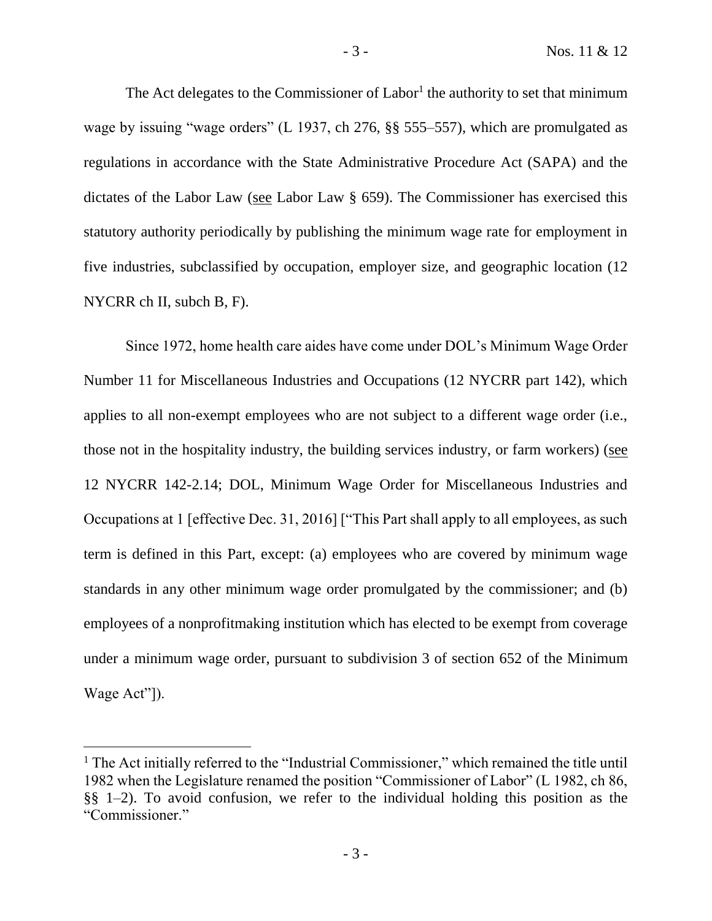The Act delegates to the Commissioner of Labor[1] the authority to set that minimum wage by issuing "wage orders" (L 1937, ch 276, §§ 555–557), which are promulgated as regulations in accordance with the State Administrative Procedure Act (SAPA) and the dictates of the Labor Law (see Labor Law § 659). The Commissioner has exercised this statutory authority periodically by publishing the minimum wage rate for employment in five industries, subclassified by occupation, employer size, and geographic location (12 NYCRR ch II, subch B, F).

Since 1972, home health care aides have come under DOL's Minimum Wage Order Number 11 for Miscellaneous Industries and Occupations (12 NYCRR part 142), which applies to all non-exempt employees who are not subject to a different wage order (i.e., those not in the hospitality industry, the building services industry, or farm workers) (see 12 NYCRR 142-2.14; DOL, Minimum Wage Order for Miscellaneous Industries and Occupations at 1 [effective Dec. 31, 2016] ["This Part shall apply to all employees, as such term is defined in this Part, except: (a) employees who are covered by minimum wage standards in any other minimum wage order promulgated by the commissioner; and (b) employees of a nonprofitmaking institution which has elected to be exempt from coverage under a minimum wage order, pursuant to subdivision 3 of section 652 of the Minimum Wage Act"]).

---

[1] The Act initially referred to the "Industrial Commissioner," which remained the title until 1982 when the Legislature renamed the position "Commissioner of Labor" (L 1982, ch 86, §§ 1–2). To avoid confusion, we refer to the individual holding this position as the "Commissioner."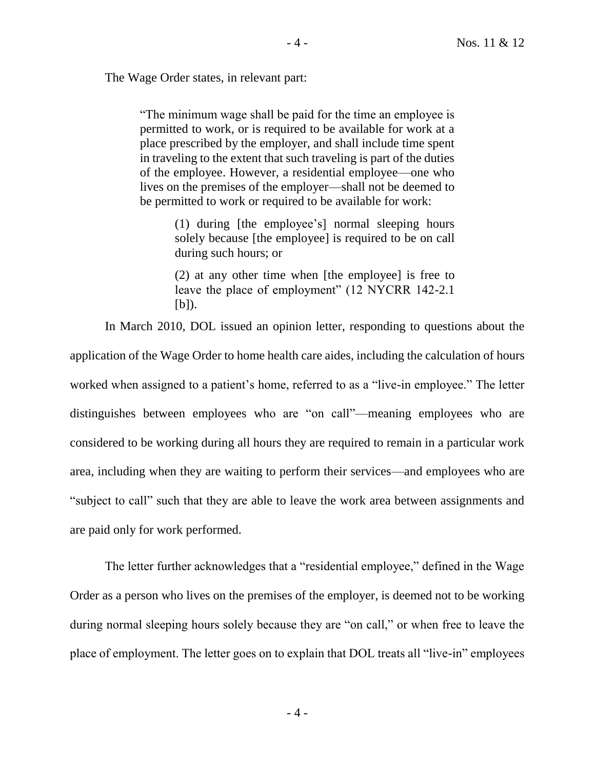The Wage Order states, in relevant part:

> "The minimum wage shall be paid for the time an employee is permitted to work, or is required to be available for work at a place prescribed by the employer, and shall include time spent in traveling to the extent that such traveling is part of the duties of the employee. However, a residential employee—one who lives on the premises of the employer—shall not be deemed to be permitted to work or required to be available for work:
>
> > (1) during [the employee's] normal sleeping hours solely because [the employee] is required to be on call during such hours; or
> >
> > (2) at any other time when [the employee] is free to leave the place of employment" (12 NYCRR 142-2.1 [b]).

In March 2010, DOL issued an opinion letter, responding to questions about the application of the Wage Order to home health care aides, including the calculation of hours worked when assigned to a patient's home, referred to as a "live-in employee." The letter distinguishes between employees who are "on call"—meaning employees who are considered to be working during all hours they are required to remain in a particular work area, including when they are waiting to perform their services—and employees who are "subject to call" such that they are able to leave the work area between assignments and are paid only for work performed.

The letter further acknowledges that a "residential employee," defined in the Wage Order as a person who lives on the premises of the employer, is deemed not to be working during normal sleeping hours solely because they are "on call," or when free to leave the place of employment. The letter goes on to explain that DOL treats all "live-in" employees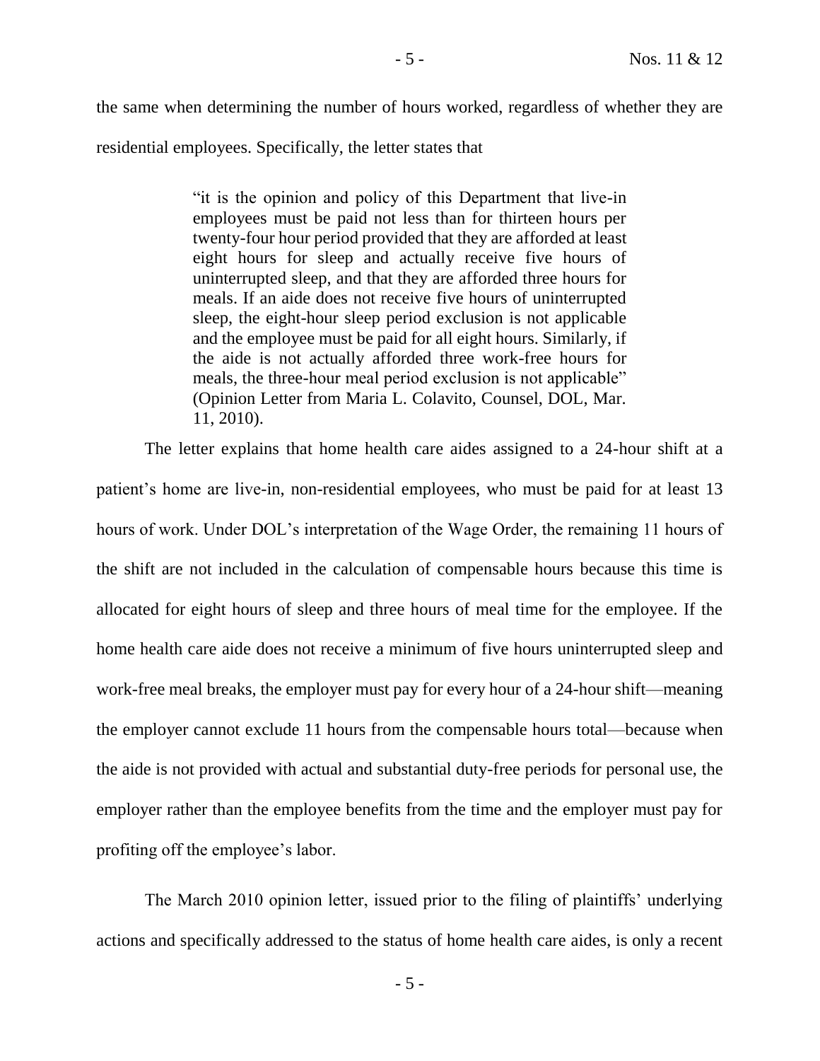the same when determining the number of hours worked, regardless of whether they are residential employees. Specifically, the letter states that

> "it is the opinion and policy of this Department that live-in employees must be paid not less than for thirteen hours per twenty-four hour period provided that they are afforded at least eight hours for sleep and actually receive five hours of uninterrupted sleep, and that they are afforded three hours for meals. If an aide does not receive five hours of uninterrupted sleep, the eight-hour sleep period exclusion is not applicable and the employee must be paid for all eight hours. Similarly, if the aide is not actually afforded three work-free hours for meals, the three-hour meal period exclusion is not applicable" (Opinion Letter from Maria L. Colavito, Counsel, DOL, Mar. 11, 2010).

The letter explains that home health care aides assigned to a 24-hour shift at a patient's home are live-in, non-residential employees, who must be paid for at least 13 hours of work. Under DOL's interpretation of the Wage Order, the remaining 11 hours of the shift are not included in the calculation of compensable hours because this time is allocated for eight hours of sleep and three hours of meal time for the employee. If the home health care aide does not receive a minimum of five hours uninterrupted sleep and work-free meal breaks, the employer must pay for every hour of a 24-hour shift—meaning the employer cannot exclude 11 hours from the compensable hours total—because when the aide is not provided with actual and substantial duty-free periods for personal use, the employer rather than the employee benefits from the time and the employer must pay for profiting off the employee's labor.

The March 2010 opinion letter, issued prior to the filing of plaintiffs' underlying actions and specifically addressed to the status of home health care aides, is only a recent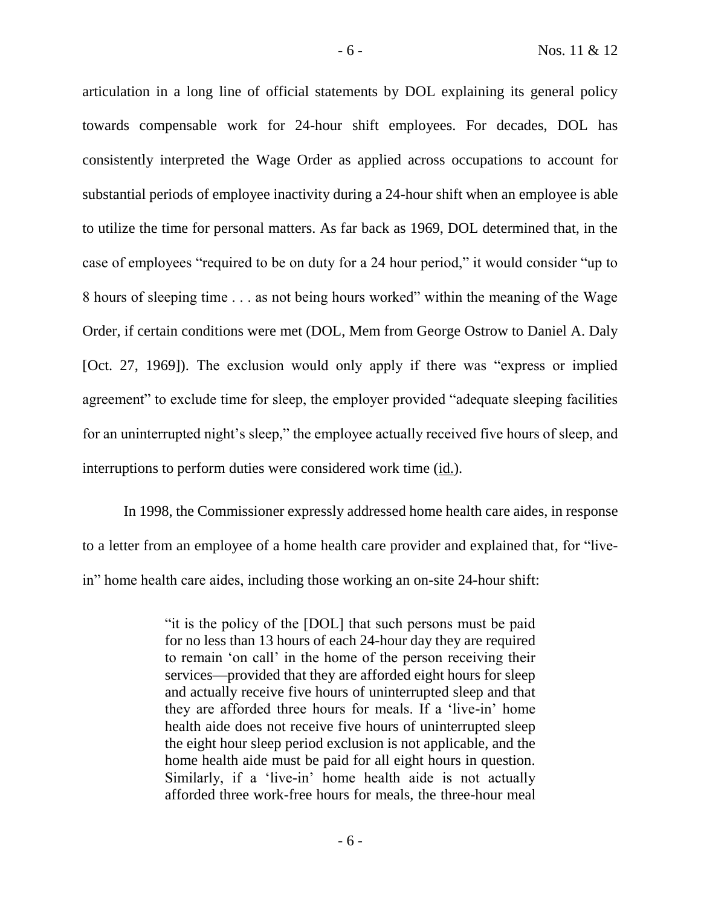articulation in a long line of official statements by DOL explaining its general policy towards compensable work for 24-hour shift employees. For decades, DOL has consistently interpreted the Wage Order as applied across occupations to account for substantial periods of employee inactivity during a 24-hour shift when an employee is able to utilize the time for personal matters. As far back as 1969, DOL determined that, in the case of employees "required to be on duty for a 24 hour period," it would consider "up to 8 hours of sleeping time . . . as not being hours worked" within the meaning of the Wage Order, if certain conditions were met (DOL, Mem from George Ostrow to Daniel A. Daly [Oct. 27, 1969]). The exclusion would only apply if there was "express or implied agreement" to exclude time for sleep, the employer provided "adequate sleeping facilities for an uninterrupted night's sleep," the employee actually received five hours of sleep, and interruptions to perform duties were considered work time (id.).

In 1998, the Commissioner expressly addressed home health care aides, in response to a letter from an employee of a home health care provider and explained that, for "live-in" home health care aides, including those working an on-site 24-hour shift:

> "it is the policy of the [DOL] that such persons must be paid for no less than 13 hours of each 24-hour day they are required to remain 'on call' in the home of the person receiving their services—provided that they are afforded eight hours for sleep and actually receive five hours of uninterrupted sleep and that they are afforded three hours for meals. If a 'live-in' home health aide does not receive five hours of uninterrupted sleep the eight hour sleep period exclusion is not applicable, and the home health aide must be paid for all eight hours in question. Similarly, if a 'live-in' home health aide is not actually afforded three work-free hours for meals, the three-hour meal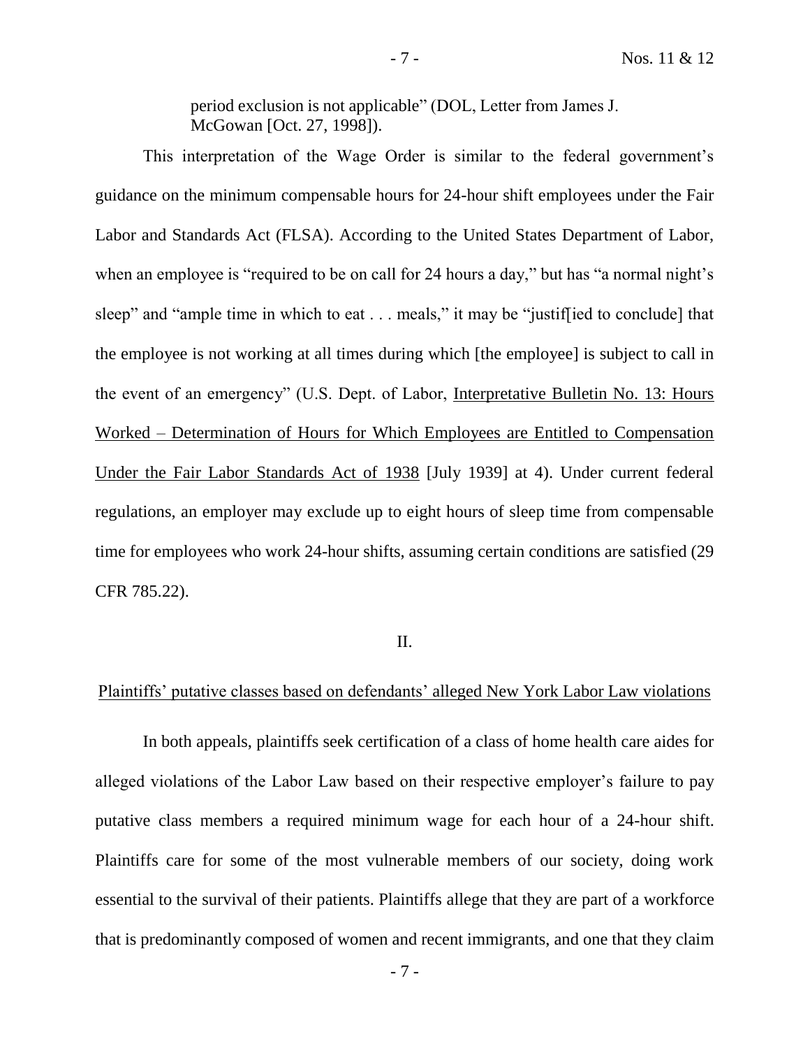period exclusion is not applicable" (DOL, Letter from James J. McGowan [Oct. 27, 1998]).

This interpretation of the Wage Order is similar to the federal government's guidance on the minimum compensable hours for 24-hour shift employees under the Fair Labor and Standards Act (FLSA). According to the United States Department of Labor, when an employee is "required to be on call for 24 hours a day," but has "a normal night's sleep" and "ample time in which to eat . . . meals," it may be "justif[ied to conclude] that the employee is not working at all times during which [the employee] is subject to call in the event of an emergency" (U.S. Dept. of Labor, Interpretative Bulletin No. 13: Hours Worked – Determination of Hours for Which Employees are Entitled to Compensation Under the Fair Labor Standards Act of 1938 [July 1939] at 4). Under current federal regulations, an employer may exclude up to eight hours of sleep time from compensable time for employees who work 24-hour shifts, assuming certain conditions are satisfied (29 CFR 785.22).

## II.

### Plaintiffs' putative classes based on defendants' alleged New York Labor Law violations

In both appeals, plaintiffs seek certification of a class of home health care aides for alleged violations of the Labor Law based on their respective employer's failure to pay putative class members a required minimum wage for each hour of a 24-hour shift. Plaintiffs care for some of the most vulnerable members of our society, doing work essential to the survival of their patients. Plaintiffs allege that they are part of a workforce that is predominantly composed of women and recent immigrants, and one that they claim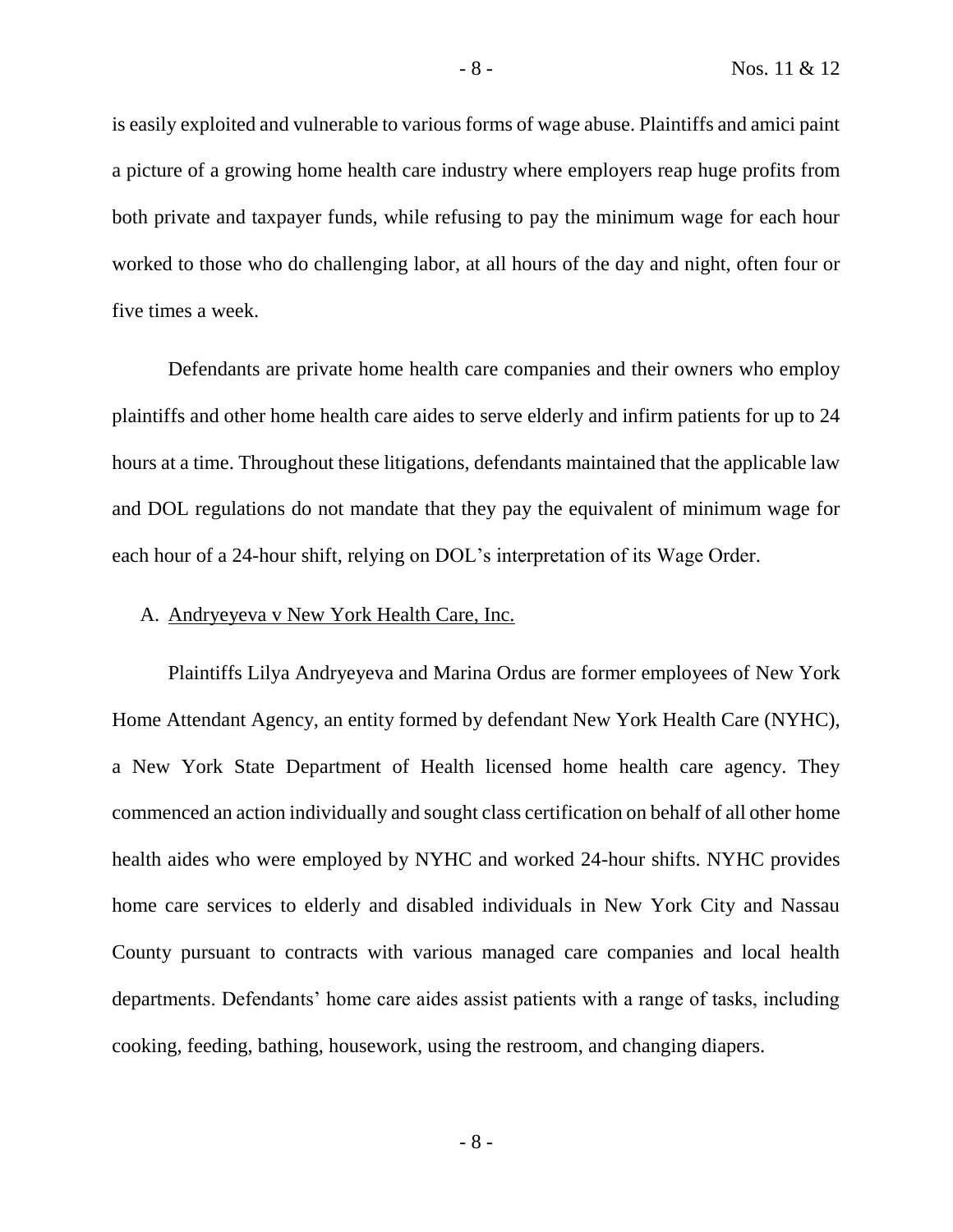is easily exploited and vulnerable to various forms of wage abuse. Plaintiffs and amici paint a picture of a growing home health care industry where employers reap huge profits from both private and taxpayer funds, while refusing to pay the minimum wage for each hour worked to those who do challenging labor, at all hours of the day and night, often four or five times a week.

Defendants are private home health care companies and their owners who employ plaintiffs and other home health care aides to serve elderly and infirm patients for up to 24 hours at a time. Throughout these litigations, defendants maintained that the applicable law and DOL regulations do not mandate that they pay the equivalent of minimum wage for each hour of a 24-hour shift, relying on DOL's interpretation of its Wage Order.

### A. Andryeyeva v New York Health Care, Inc.

Plaintiffs Lilya Andryeyeva and Marina Ordus are former employees of New York Home Attendant Agency, an entity formed by defendant New York Health Care (NYHC), a New York State Department of Health licensed home health care agency. They commenced an action individually and sought class certification on behalf of all other home health aides who were employed by NYHC and worked 24-hour shifts. NYHC provides home care services to elderly and disabled individuals in New York City and Nassau County pursuant to contracts with various managed care companies and local health departments. Defendants' home care aides assist patients with a range of tasks, including cooking, feeding, bathing, housework, using the restroom, and changing diapers.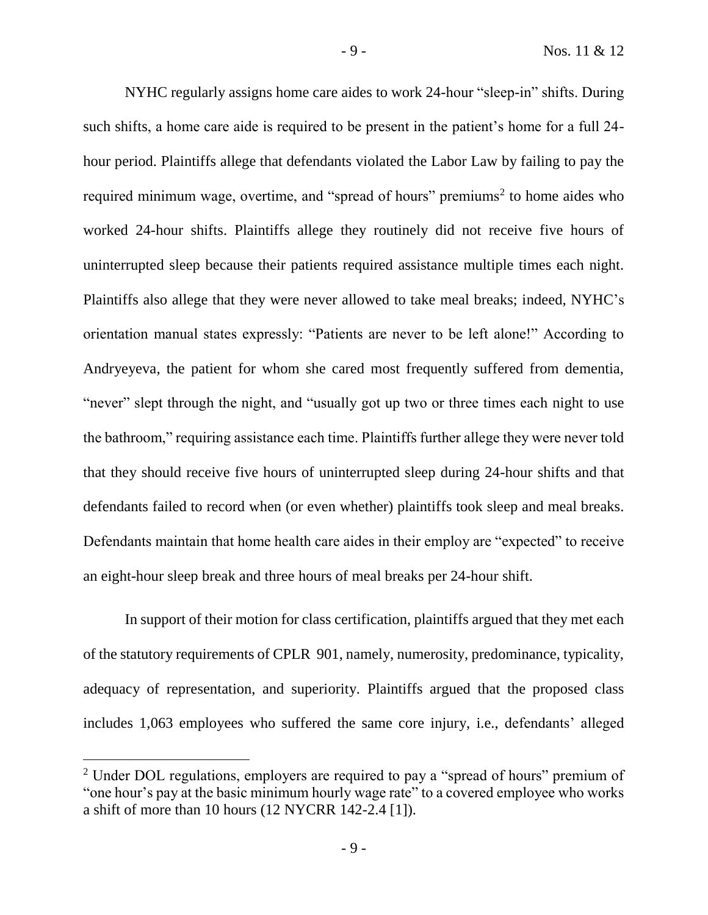NYHC regularly assigns home care aides to work 24-hour "sleep-in" shifts. During such shifts, a home care aide is required to be present in the patient's home for a full 24-hour period. Plaintiffs allege that defendants violated the Labor Law by failing to pay the required minimum wage, overtime, and "spread of hours" premiums[2] to home aides who worked 24-hour shifts. Plaintiffs allege they routinely did not receive five hours of uninterrupted sleep because their patients required assistance multiple times each night. Plaintiffs also allege that they were never allowed to take meal breaks; indeed, NYHC's orientation manual states expressly: "Patients are never to be left alone!" According to Andryeyeva, the patient for whom she cared most frequently suffered from dementia, "never" slept through the night, and "usually got up two or three times each night to use the bathroom," requiring assistance each time. Plaintiffs further allege they were never told that they should receive five hours of uninterrupted sleep during 24-hour shifts and that defendants failed to record when (or even whether) plaintiffs took sleep and meal breaks. Defendants maintain that home health care aides in their employ are "expected" to receive an eight-hour sleep break and three hours of meal breaks per 24-hour shift.

In support of their motion for class certification, plaintiffs argued that they met each of the statutory requirements of CPLR 901, namely, numerosity, predominance, typicality, adequacy of representation, and superiority. Plaintiffs argued that the proposed class includes 1,063 employees who suffered the same core injury, i.e., defendants' alleged

---

[2] Under DOL regulations, employers are required to pay a "spread of hours" premium of "one hour's pay at the basic minimum hourly wage rate" to a covered employee who works a shift of more than 10 hours (12 NYCRR 142-2.4 [1]).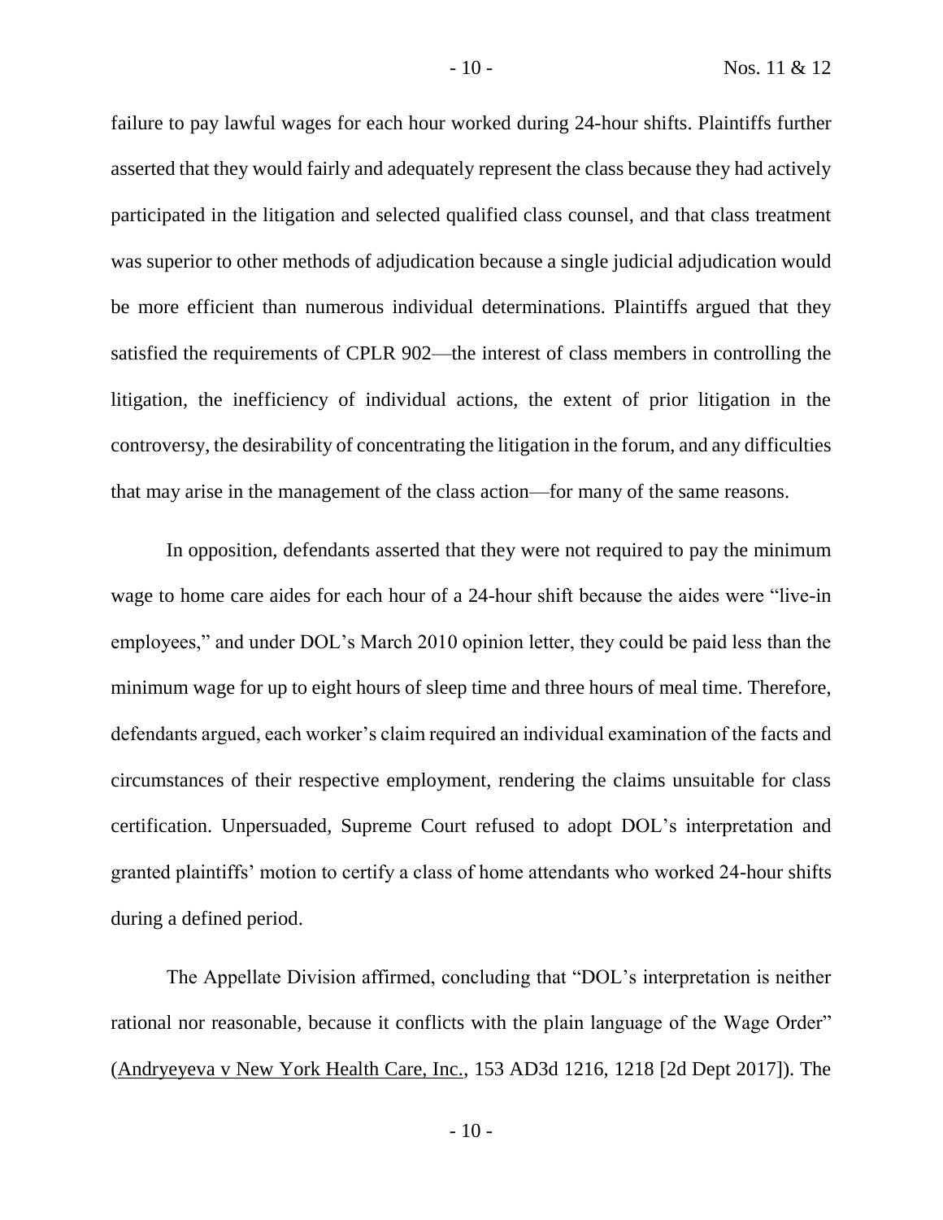failure to pay lawful wages for each hour worked during 24-hour shifts. Plaintiffs further asserted that they would fairly and adequately represent the class because they had actively participated in the litigation and selected qualified class counsel, and that class treatment was superior to other methods of adjudication because a single judicial adjudication would be more efficient than numerous individual determinations. Plaintiffs argued that they satisfied the requirements of CPLR 902—the interest of class members in controlling the litigation, the inefficiency of individual actions, the extent of prior litigation in the controversy, the desirability of concentrating the litigation in the forum, and any difficulties that may arise in the management of the class action—for many of the same reasons.

In opposition, defendants asserted that they were not required to pay the minimum wage to home care aides for each hour of a 24-hour shift because the aides were "live-in employees," and under DOL's March 2010 opinion letter, they could be paid less than the minimum wage for up to eight hours of sleep time and three hours of meal time. Therefore, defendants argued, each worker's claim required an individual examination of the facts and circumstances of their respective employment, rendering the claims unsuitable for class certification. Unpersuaded, Supreme Court refused to adopt DOL's interpretation and granted plaintiffs' motion to certify a class of home attendants who worked 24-hour shifts during a defined period.

The Appellate Division affirmed, concluding that "DOL's interpretation is neither rational nor reasonable, because it conflicts with the plain language of the Wage Order" (Andryeyeva v New York Health Care, Inc., 153 AD3d 1216, 1218 [2d Dept 2017]). The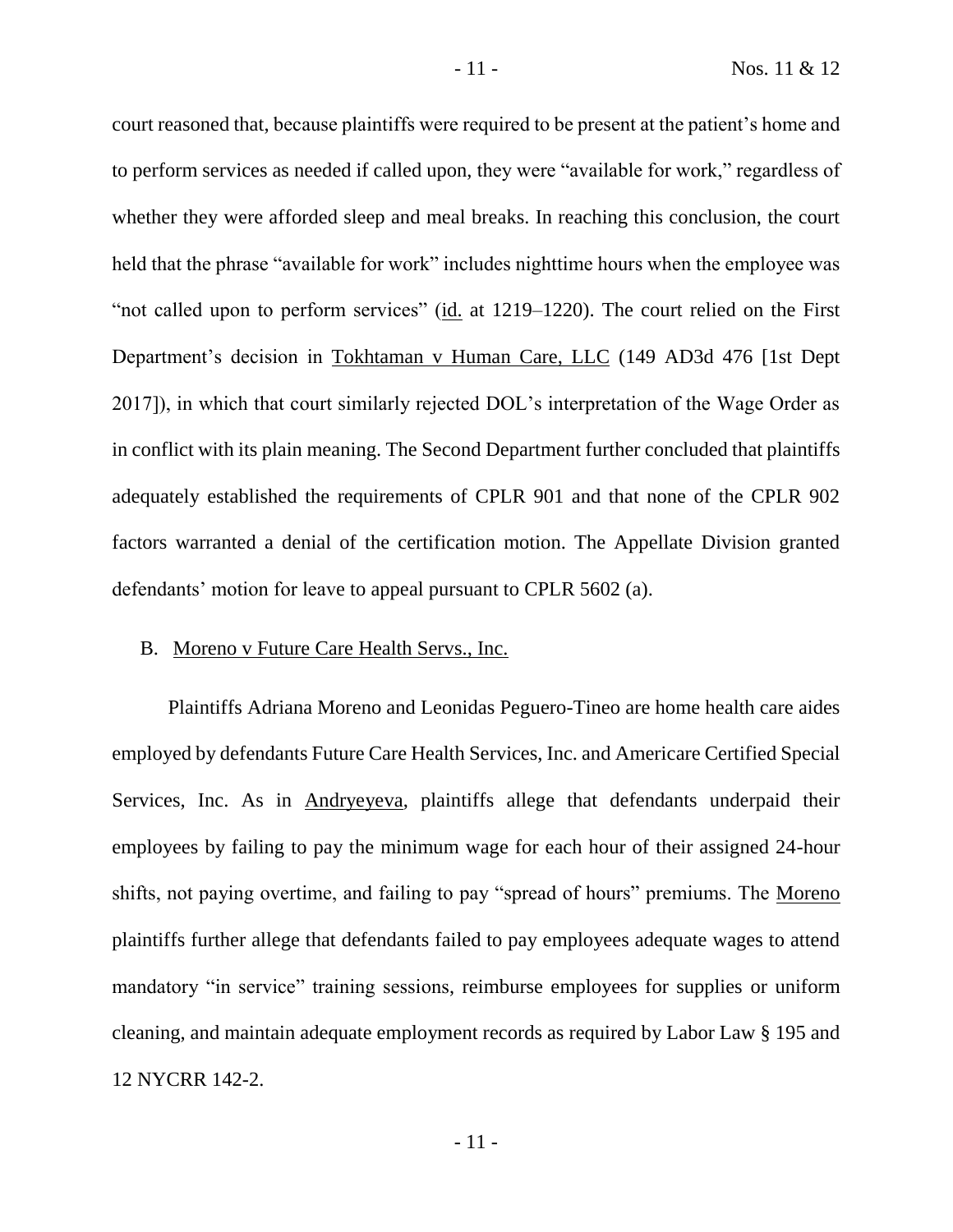court reasoned that, because plaintiffs were required to be present at the patient's home and to perform services as needed if called upon, they were "available for work," regardless of whether they were afforded sleep and meal breaks. In reaching this conclusion, the court held that the phrase "available for work" includes nighttime hours when the employee was "not called upon to perform services" (id. at 1219–1220). The court relied on the First Department's decision in Tokhtaman v Human Care, LLC (149 AD3d 476 [1st Dept 2017]), in which that court similarly rejected DOL's interpretation of the Wage Order as in conflict with its plain meaning. The Second Department further concluded that plaintiffs adequately established the requirements of CPLR 901 and that none of the CPLR 902 factors warranted a denial of the certification motion. The Appellate Division granted defendants' motion for leave to appeal pursuant to CPLR 5602 (a).

B. Moreno v Future Care Health Servs., Inc.

Plaintiffs Adriana Moreno and Leonidas Peguero-Tineo are home health care aides employed by defendants Future Care Health Services, Inc. and Americare Certified Special Services, Inc. As in Andryeyeva, plaintiffs allege that defendants underpaid their employees by failing to pay the minimum wage for each hour of their assigned 24-hour shifts, not paying overtime, and failing to pay "spread of hours" premiums. The Moreno plaintiffs further allege that defendants failed to pay employees adequate wages to attend mandatory "in service" training sessions, reimburse employees for supplies or uniform cleaning, and maintain adequate employment records as required by Labor Law § 195 and 12 NYCRR 142-2.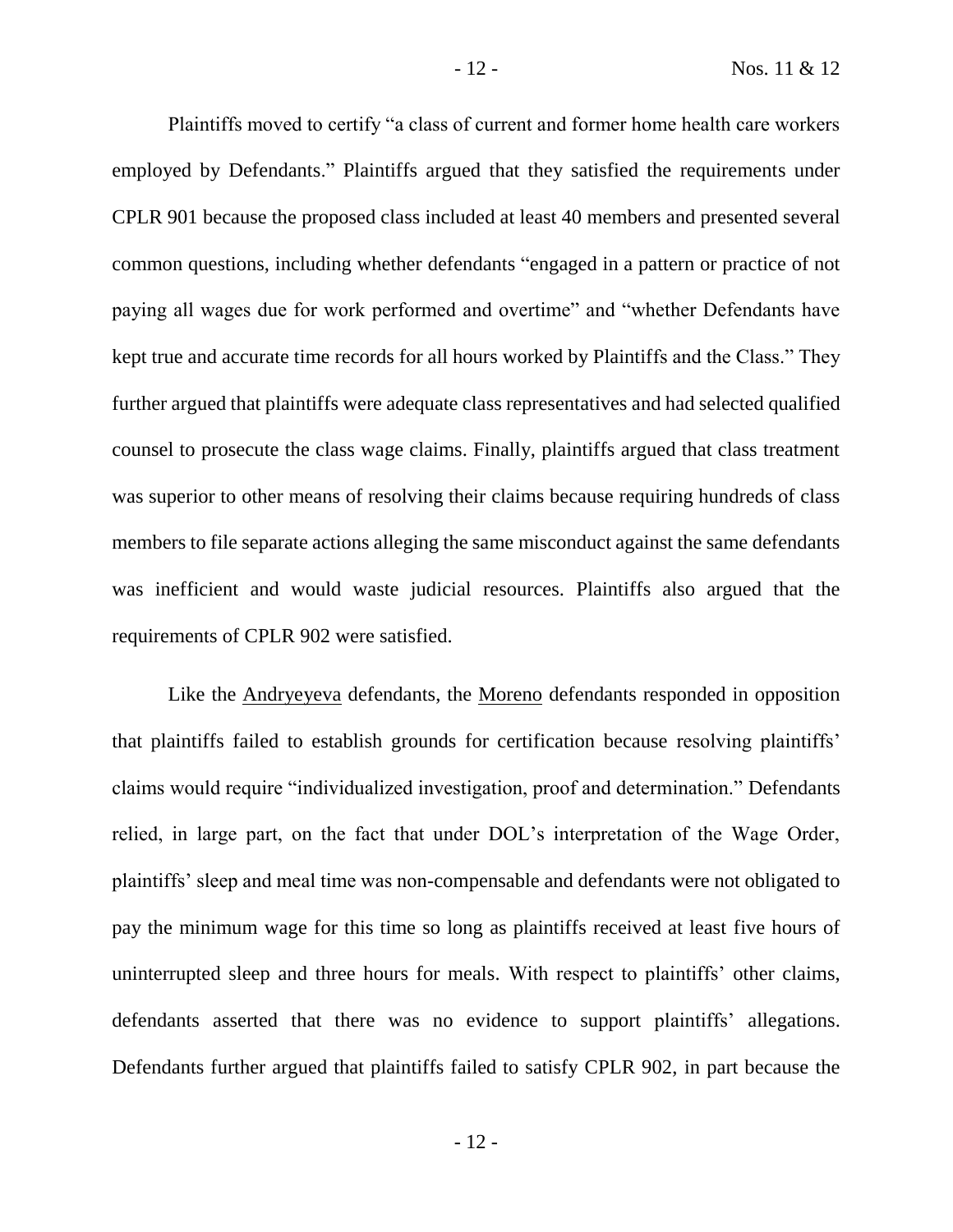Plaintiffs moved to certify "a class of current and former home health care workers employed by Defendants." Plaintiffs argued that they satisfied the requirements under CPLR 901 because the proposed class included at least 40 members and presented several common questions, including whether defendants "engaged in a pattern or practice of not paying all wages due for work performed and overtime" and "whether Defendants have kept true and accurate time records for all hours worked by Plaintiffs and the Class." They further argued that plaintiffs were adequate class representatives and had selected qualified counsel to prosecute the class wage claims. Finally, plaintiffs argued that class treatment was superior to other means of resolving their claims because requiring hundreds of class members to file separate actions alleging the same misconduct against the same defendants was inefficient and would waste judicial resources. Plaintiffs also argued that the requirements of CPLR 902 were satisfied.

Like the Andryeyeva defendants, the Moreno defendants responded in opposition that plaintiffs failed to establish grounds for certification because resolving plaintiffs' claims would require "individualized investigation, proof and determination." Defendants relied, in large part, on the fact that under DOL's interpretation of the Wage Order, plaintiffs' sleep and meal time was non-compensable and defendants were not obligated to pay the minimum wage for this time so long as plaintiffs received at least five hours of uninterrupted sleep and three hours for meals. With respect to plaintiffs' other claims, defendants asserted that there was no evidence to support plaintiffs' allegations. Defendants further argued that plaintiffs failed to satisfy CPLR 902, in part because the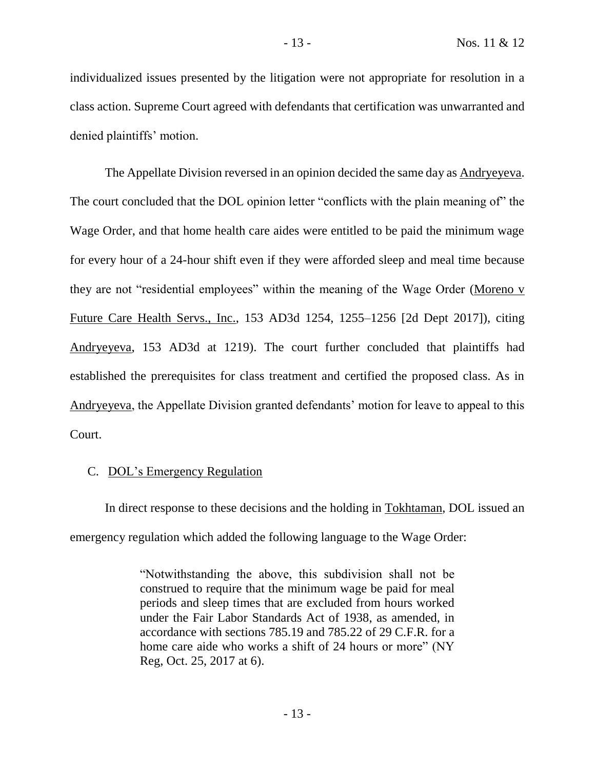individualized issues presented by the litigation were not appropriate for resolution in a class action. Supreme Court agreed with defendants that certification was unwarranted and denied plaintiffs' motion.

The Appellate Division reversed in an opinion decided the same day as Andryeyeva. The court concluded that the DOL opinion letter "conflicts with the plain meaning of" the Wage Order, and that home health care aides were entitled to be paid the minimum wage for every hour of a 24-hour shift even if they were afforded sleep and meal time because they are not "residential employees" within the meaning of the Wage Order (Moreno v Future Care Health Servs., Inc., 153 AD3d 1254, 1255–1256 [2d Dept 2017]), citing Andryeyeva, 153 AD3d at 1219). The court further concluded that plaintiffs had established the prerequisites for class treatment and certified the proposed class. As in Andryeyeva, the Appellate Division granted defendants' motion for leave to appeal to this Court.

## C. DOL's Emergency Regulation

In direct response to these decisions and the holding in Tokhtaman, DOL issued an emergency regulation which added the following language to the Wage Order:

> "Notwithstanding the above, this subdivision shall not be construed to require that the minimum wage be paid for meal periods and sleep times that are excluded from hours worked under the Fair Labor Standards Act of 1938, as amended, in accordance with sections 785.19 and 785.22 of 29 C.F.R. for a home care aide who works a shift of 24 hours or more" (NY Reg, Oct. 25, 2017 at 6).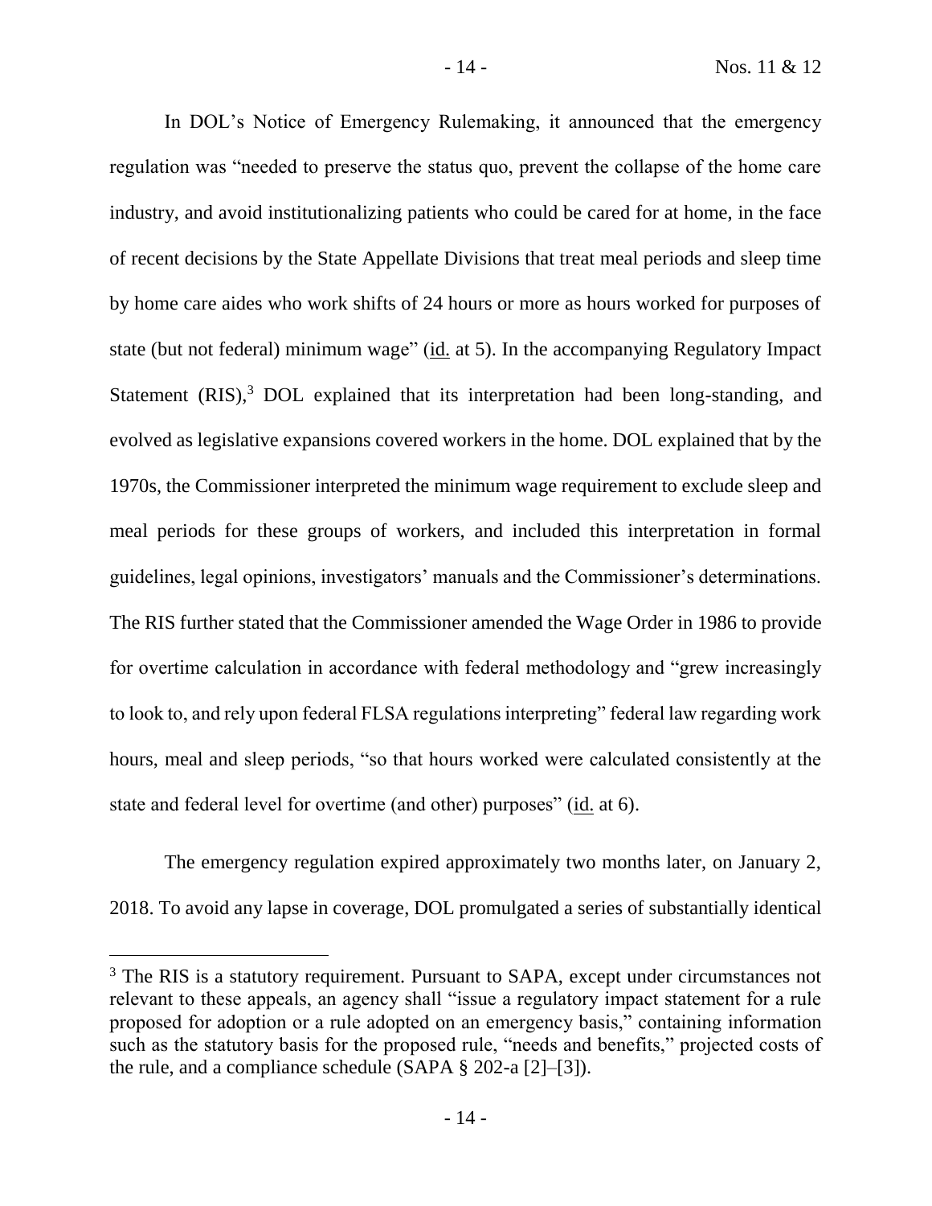In DOL's Notice of Emergency Rulemaking, it announced that the emergency regulation was "needed to preserve the status quo, prevent the collapse of the home care industry, and avoid institutionalizing patients who could be cared for at home, in the face of recent decisions by the State Appellate Divisions that treat meal periods and sleep time by home care aides who work shifts of 24 hours or more as hours worked for purposes of state (but not federal) minimum wage" (id. at 5). In the accompanying Regulatory Impact Statement (RIS),[3] DOL explained that its interpretation had been long-standing, and evolved as legislative expansions covered workers in the home. DOL explained that by the 1970s, the Commissioner interpreted the minimum wage requirement to exclude sleep and meal periods for these groups of workers, and included this interpretation in formal guidelines, legal opinions, investigators' manuals and the Commissioner's determinations. The RIS further stated that the Commissioner amended the Wage Order in 1986 to provide for overtime calculation in accordance with federal methodology and "grew increasingly to look to, and rely upon federal FLSA regulations interpreting" federal law regarding work hours, meal and sleep periods, "so that hours worked were calculated consistently at the state and federal level for overtime (and other) purposes" (id. at 6).

The emergency regulation expired approximately two months later, on January 2, 2018. To avoid any lapse in coverage, DOL promulgated a series of substantially identical

[3] The RIS is a statutory requirement. Pursuant to SAPA, except under circumstances not relevant to these appeals, an agency shall "issue a regulatory impact statement for a rule proposed for adoption or a rule adopted on an emergency basis," containing information such as the statutory basis for the proposed rule, "needs and benefits," projected costs of the rule, and a compliance schedule (SAPA § 202-a [2]–[3]).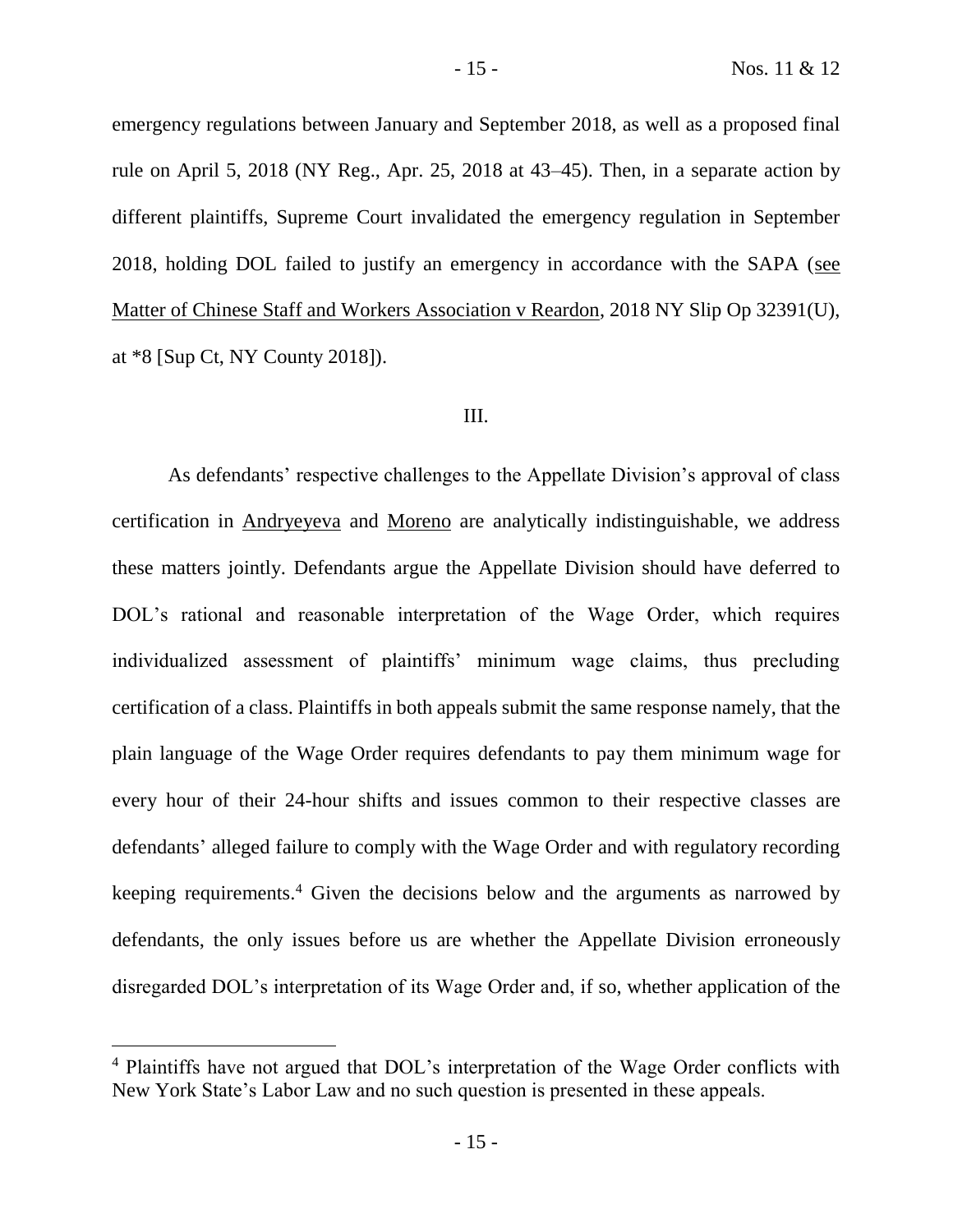emergency regulations between January and September 2018, as well as a proposed final rule on April 5, 2018 (NY Reg., Apr. 25, 2018 at 43–45). Then, in a separate action by different plaintiffs, Supreme Court invalidated the emergency regulation in September 2018, holding DOL failed to justify an emergency in accordance with the SAPA (see Matter of Chinese Staff and Workers Association v Reardon, 2018 NY Slip Op 32391(U), at *8 [Sup Ct, NY County 2018]).

## III.

As defendants' respective challenges to the Appellate Division's approval of class certification in Andryeyeva and Moreno are analytically indistinguishable, we address these matters jointly. Defendants argue the Appellate Division should have deferred to DOL's rational and reasonable interpretation of the Wage Order, which requires individualized assessment of plaintiffs' minimum wage claims, thus precluding certification of a class. Plaintiffs in both appeals submit the same response namely, that the plain language of the Wage Order requires defendants to pay them minimum wage for every hour of their 24-hour shifts and issues common to their respective classes are defendants' alleged failure to comply with the Wage Order and with regulatory recording keeping requirements.[4] Given the decisions below and the arguments as narrowed by defendants, the only issues before us are whether the Appellate Division erroneously disregarded DOL's interpretation of its Wage Order and, if so, whether application of the

[4] Plaintiffs have not argued that DOL's interpretation of the Wage Order conflicts with New York State's Labor Law and no such question is presented in these appeals.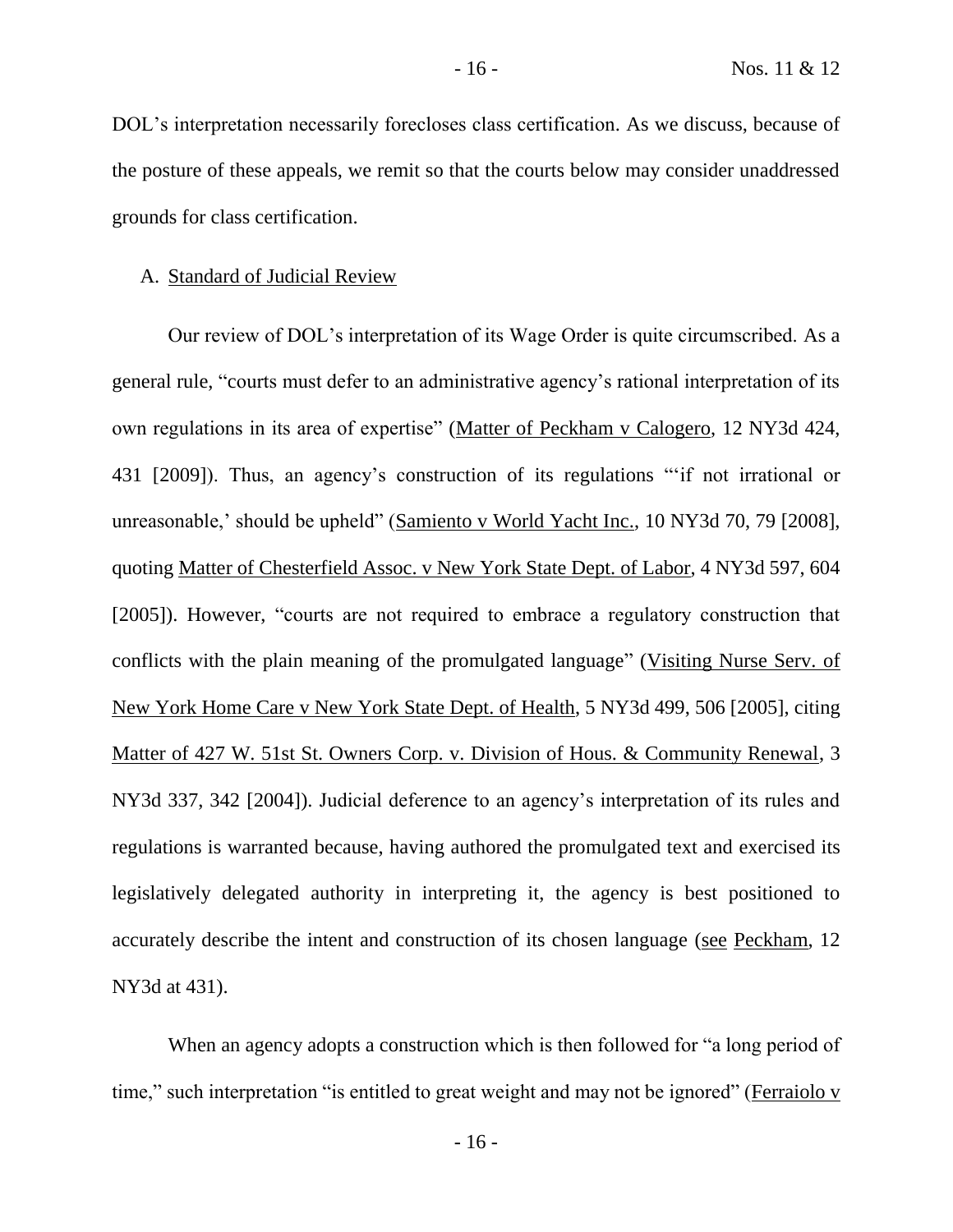DOL's interpretation necessarily forecloses class certification. As we discuss, because of the posture of these appeals, we remit so that the courts below may consider unaddressed grounds for class certification.

A. Standard of Judicial Review

Our review of DOL's interpretation of its Wage Order is quite circumscribed. As a general rule, "courts must defer to an administrative agency's rational interpretation of its own regulations in its area of expertise" (Matter of Peckham v Calogero, 12 NY3d 424, 431 [2009]). Thus, an agency's construction of its regulations "'if not irrational or unreasonable,' should be upheld" (Samiento v World Yacht Inc., 10 NY3d 70, 79 [2008], quoting Matter of Chesterfield Assoc. v New York State Dept. of Labor, 4 NY3d 597, 604 [2005]). However, "courts are not required to embrace a regulatory construction that conflicts with the plain meaning of the promulgated language" (Visiting Nurse Serv. of New York Home Care v New York State Dept. of Health, 5 NY3d 499, 506 [2005], citing Matter of 427 W. 51st St. Owners Corp. v. Division of Hous. & Community Renewal, 3 NY3d 337, 342 [2004]). Judicial deference to an agency's interpretation of its rules and regulations is warranted because, having authored the promulgated text and exercised its legislatively delegated authority in interpreting it, the agency is best positioned to accurately describe the intent and construction of its chosen language (see Peckham, 12 NY3d at 431).

When an agency adopts a construction which is then followed for "a long period of time," such interpretation "is entitled to great weight and may not be ignored" (Ferraiolo v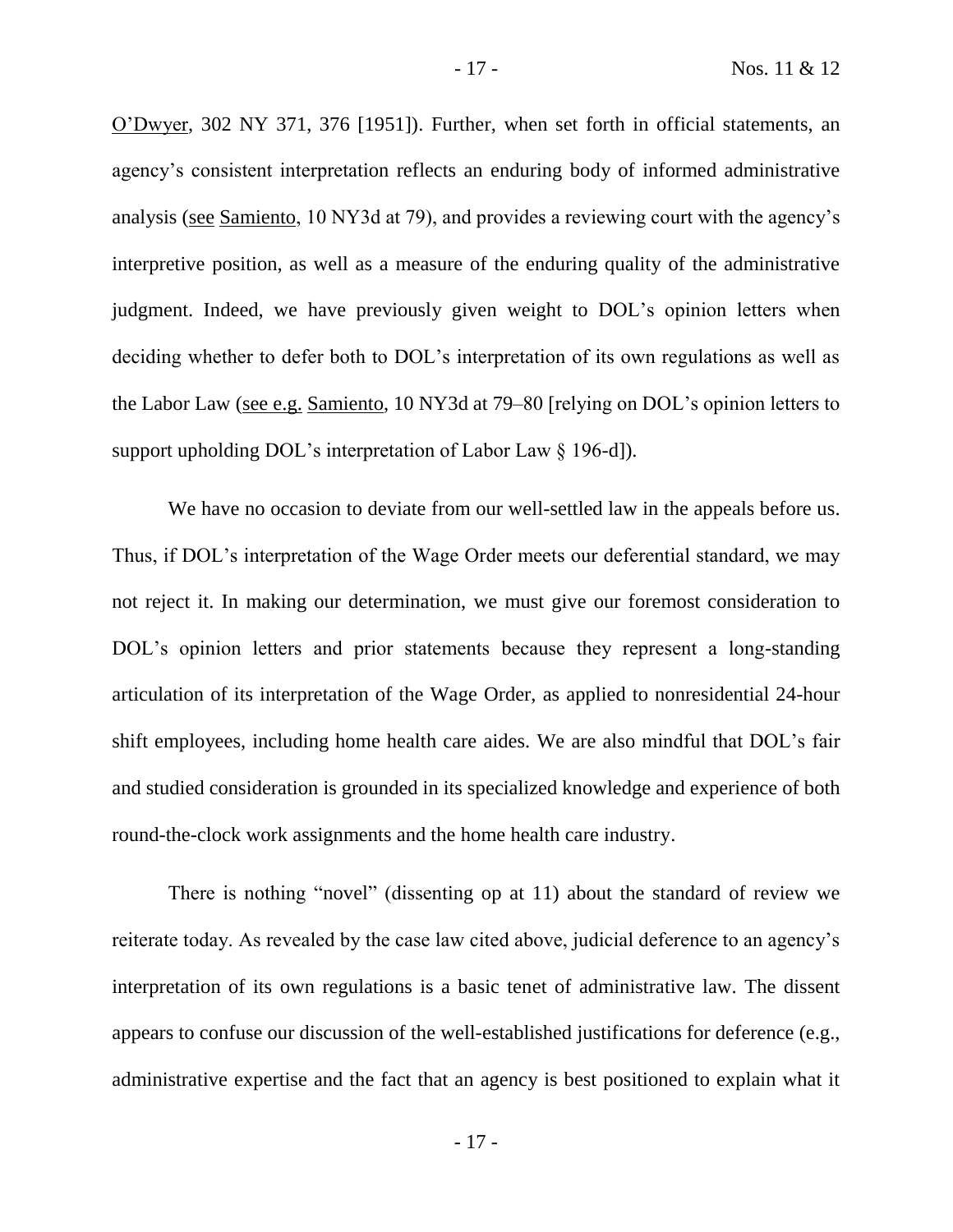O'Dwyer, 302 NY 371, 376 [1951]). Further, when set forth in official statements, an agency's consistent interpretation reflects an enduring body of informed administrative analysis (see Samiento, 10 NY3d at 79), and provides a reviewing court with the agency's interpretive position, as well as a measure of the enduring quality of the administrative judgment. Indeed, we have previously given weight to DOL's opinion letters when deciding whether to defer both to DOL's interpretation of its own regulations as well as the Labor Law (see e.g. Samiento, 10 NY3d at 79–80 [relying on DOL's opinion letters to support upholding DOL's interpretation of Labor Law § 196-d]).

We have no occasion to deviate from our well-settled law in the appeals before us. Thus, if DOL's interpretation of the Wage Order meets our deferential standard, we may not reject it. In making our determination, we must give our foremost consideration to DOL's opinion letters and prior statements because they represent a long-standing articulation of its interpretation of the Wage Order, as applied to nonresidential 24-hour shift employees, including home health care aides. We are also mindful that DOL's fair and studied consideration is grounded in its specialized knowledge and experience of both round-the-clock work assignments and the home health care industry.

There is nothing "novel" (dissenting op at 11) about the standard of review we reiterate today. As revealed by the case law cited above, judicial deference to an agency's interpretation of its own regulations is a basic tenet of administrative law. The dissent appears to confuse our discussion of the well-established justifications for deference (e.g., administrative expertise and the fact that an agency is best positioned to explain what it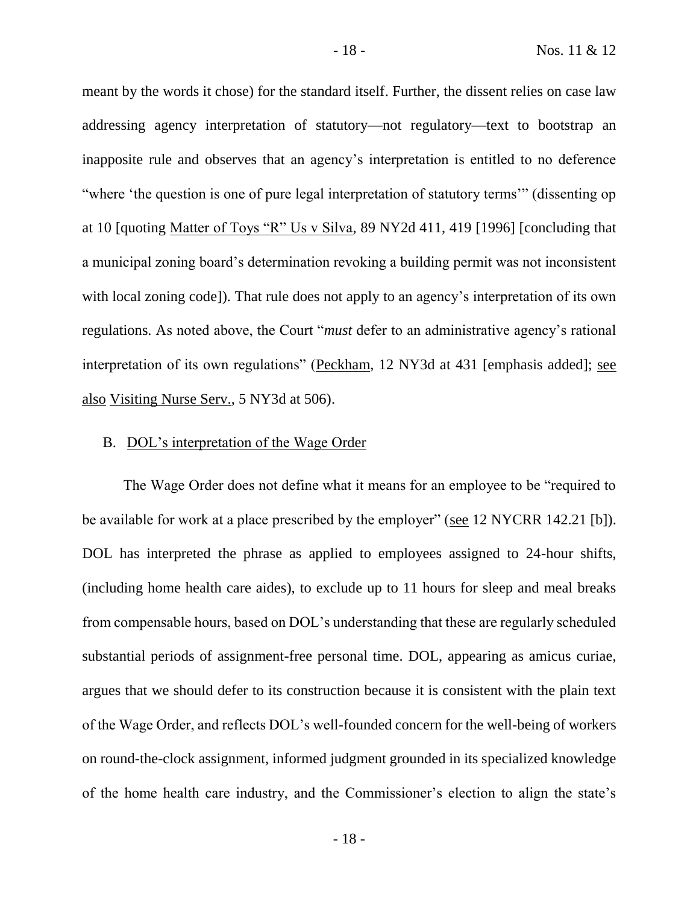meant by the words it chose) for the standard itself. Further, the dissent relies on case law addressing agency interpretation of statutory—not regulatory—text to bootstrap an inapposite rule and observes that an agency's interpretation is entitled to no deference "where 'the question is one of pure legal interpretation of statutory terms'" (dissenting op at 10 [quoting Matter of Toys "R" Us v Silva, 89 NY2d 411, 419 [1996] [concluding that a municipal zoning board's determination revoking a building permit was not inconsistent with local zoning code]). That rule does not apply to an agency's interpretation of its own regulations. As noted above, the Court "*must* defer to an administrative agency's rational interpretation of its own regulations" (Peckham, 12 NY3d at 431 [emphasis added]; see also Visiting Nurse Serv., 5 NY3d at 506).

B. DOL's interpretation of the Wage Order

The Wage Order does not define what it means for an employee to be "required to be available for work at a place prescribed by the employer" (see 12 NYCRR 142.21 [b]). DOL has interpreted the phrase as applied to employees assigned to 24-hour shifts, (including home health care aides), to exclude up to 11 hours for sleep and meal breaks from compensable hours, based on DOL's understanding that these are regularly scheduled substantial periods of assignment-free personal time. DOL, appearing as amicus curiae, argues that we should defer to its construction because it is consistent with the plain text of the Wage Order, and reflects DOL's well-founded concern for the well-being of workers on round-the-clock assignment, informed judgment grounded in its specialized knowledge of the home health care industry, and the Commissioner's election to align the state's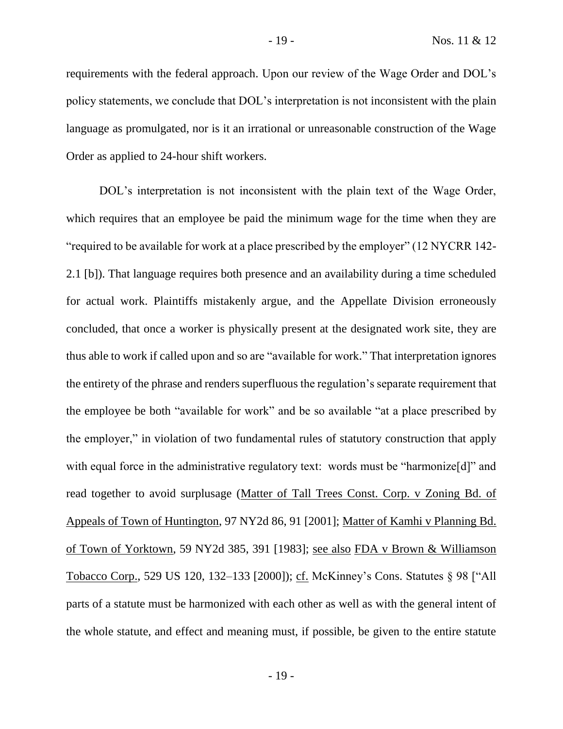requirements with the federal approach. Upon our review of the Wage Order and DOL's policy statements, we conclude that DOL's interpretation is not inconsistent with the plain language as promulgated, nor is it an irrational or unreasonable construction of the Wage Order as applied to 24-hour shift workers.

DOL's interpretation is not inconsistent with the plain text of the Wage Order, which requires that an employee be paid the minimum wage for the time when they are "required to be available for work at a place prescribed by the employer" (12 NYCRR 142-2.1 [b]). That language requires both presence and an availability during a time scheduled for actual work. Plaintiffs mistakenly argue, and the Appellate Division erroneously concluded, that once a worker is physically present at the designated work site, they are thus able to work if called upon and so are "available for work." That interpretation ignores the entirety of the phrase and renders superfluous the regulation's separate requirement that the employee be both "available for work" and be so available "at a place prescribed by the employer," in violation of two fundamental rules of statutory construction that apply with equal force in the administrative regulatory text: words must be "harmonize[d]" and read together to avoid surplusage (Matter of Tall Trees Const. Corp. v Zoning Bd. of Appeals of Town of Huntington, 97 NY2d 86, 91 [2001]; Matter of Kamhi v Planning Bd. of Town of Yorktown, 59 NY2d 385, 391 [1983]; see also FDA v Brown & Williamson Tobacco Corp., 529 US 120, 132–133 [2000]); cf. McKinney's Cons. Statutes § 98 ["All parts of a statute must be harmonized with each other as well as with the general intent of the whole statute, and effect and meaning must, if possible, be given to the entire statute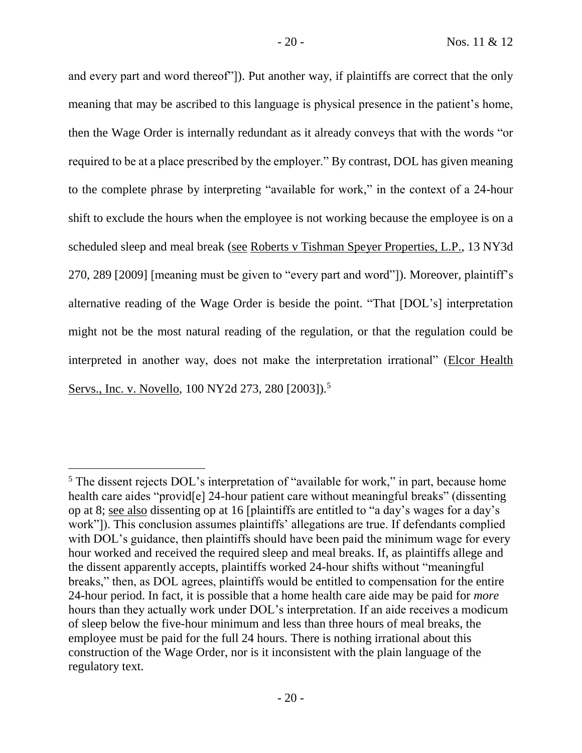and every part and word thereof"]). Put another way, if plaintiffs are correct that the only meaning that may be ascribed to this language is physical presence in the patient's home, then the Wage Order is internally redundant as it already conveys that with the words "or required to be at a place prescribed by the employer." By contrast, DOL has given meaning to the complete phrase by interpreting "available for work," in the context of a 24-hour shift to exclude the hours when the employee is not working because the employee is on a scheduled sleep and meal break (see Roberts v Tishman Speyer Properties, L.P., 13 NY3d 270, 289 [2009] [meaning must be given to "every part and word"]). Moreover, plaintiff's alternative reading of the Wage Order is beside the point. "That [DOL's] interpretation might not be the most natural reading of the regulation, or that the regulation could be interpreted in another way, does not make the interpretation irrational" (Elcor Health Servs., Inc. v. Novello, 100 NY2d 273, 280 [2003]).[5]

---

[5] The dissent rejects DOL's interpretation of "available for work," in part, because home health care aides "provid[e] 24-hour patient care without meaningful breaks" (dissenting op at 8; see also dissenting op at 16 [plaintiffs are entitled to "a day's wages for a day's work"]). This conclusion assumes plaintiffs' allegations are true. If defendants complied with DOL's guidance, then plaintiffs should have been paid the minimum wage for every hour worked and received the required sleep and meal breaks. If, as plaintiffs allege and the dissent apparently accepts, plaintiffs worked 24-hour shifts without "meaningful breaks," then, as DOL agrees, plaintiffs would be entitled to compensation for the entire 24-hour period. In fact, it is possible that a home health care aide may be paid for *more* hours than they actually work under DOL's interpretation. If an aide receives a modicum of sleep below the five-hour minimum and less than three hours of meal breaks, the employee must be paid for the full 24 hours. There is nothing irrational about this construction of the Wage Order, nor is it inconsistent with the plain language of the regulatory text.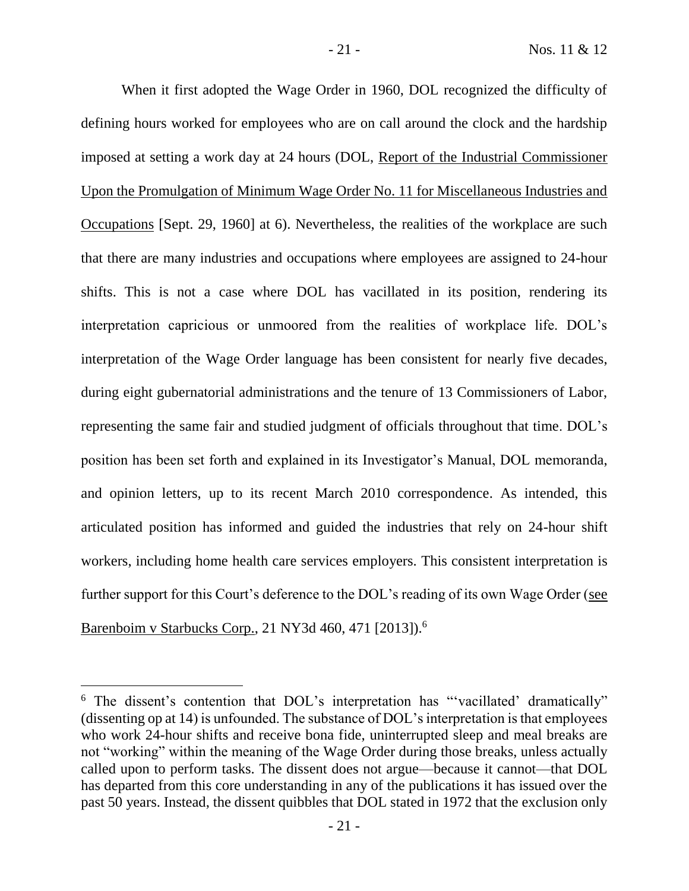When it first adopted the Wage Order in 1960, DOL recognized the difficulty of defining hours worked for employees who are on call around the clock and the hardship imposed at setting a work day at 24 hours (DOL, Report of the Industrial Commissioner Upon the Promulgation of Minimum Wage Order No. 11 for Miscellaneous Industries and Occupations [Sept. 29, 1960] at 6). Nevertheless, the realities of the workplace are such that there are many industries and occupations where employees are assigned to 24-hour shifts. This is not a case where DOL has vacillated in its position, rendering its interpretation capricious or unmoored from the realities of workplace life. DOL's interpretation of the Wage Order language has been consistent for nearly five decades, during eight gubernatorial administrations and the tenure of 13 Commissioners of Labor, representing the same fair and studied judgment of officials throughout that time. DOL's position has been set forth and explained in its Investigator's Manual, DOL memoranda, and opinion letters, up to its recent March 2010 correspondence. As intended, this articulated position has informed and guided the industries that rely on 24-hour shift workers, including home health care services employers. This consistent interpretation is further support for this Court's deference to the DOL's reading of its own Wage Order (see Barenboim v Starbucks Corp., 21 NY3d 460, 471 [2013]).[6]

---

[6] The dissent's contention that DOL's interpretation has "'vacillated' dramatically" (dissenting op at 14) is unfounded. The substance of DOL's interpretation is that employees who work 24-hour shifts and receive bona fide, uninterrupted sleep and meal breaks are not "working" within the meaning of the Wage Order during those breaks, unless actually called upon to perform tasks. The dissent does not argue—because it cannot—that DOL has departed from this core understanding in any of the publications it has issued over the past 50 years. Instead, the dissent quibbles that DOL stated in 1972 that the exclusion only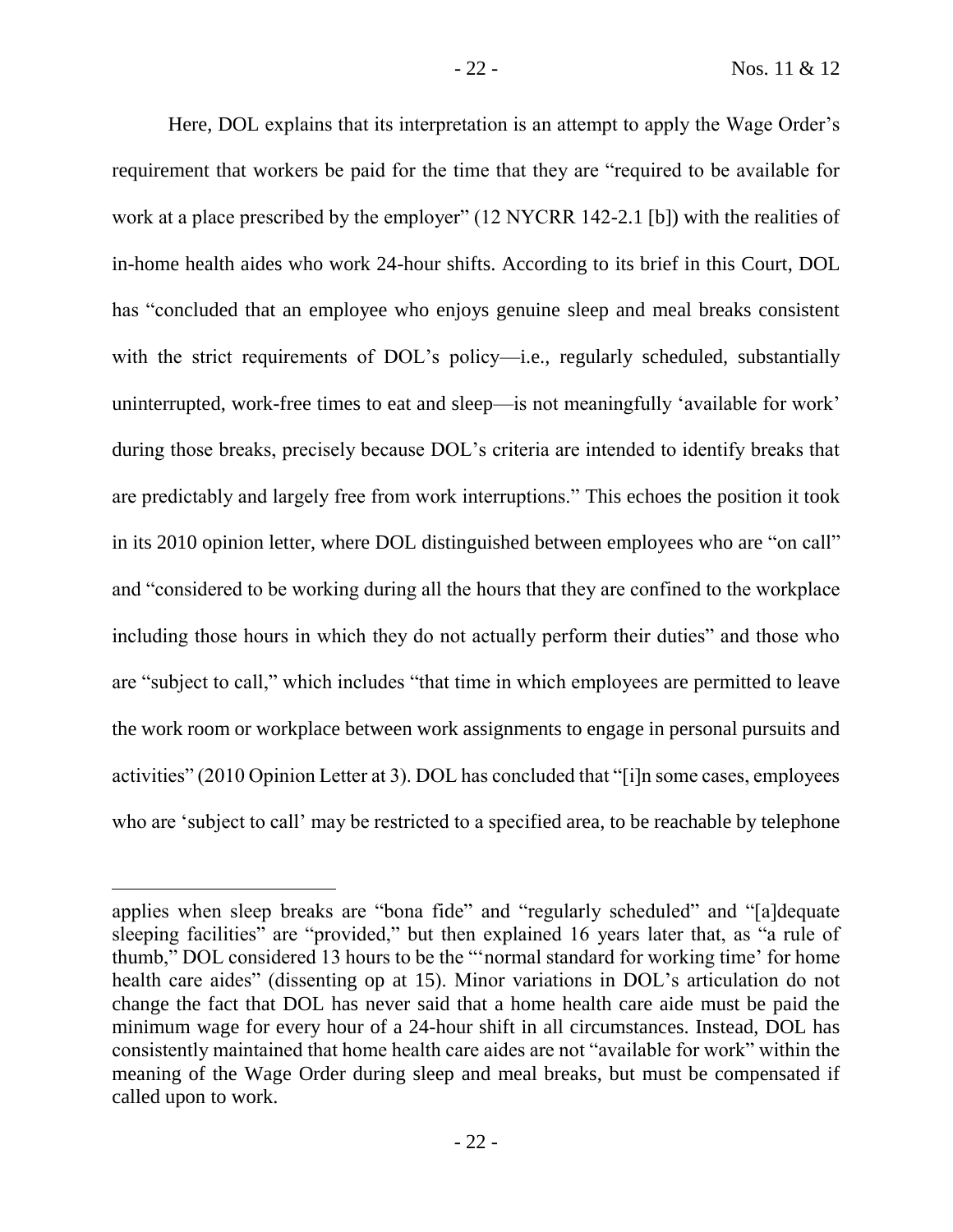Here, DOL explains that its interpretation is an attempt to apply the Wage Order's requirement that workers be paid for the time that they are "required to be available for work at a place prescribed by the employer" (12 NYCRR 142-2.1 [b]) with the realities of in-home health aides who work 24-hour shifts. According to its brief in this Court, DOL has "concluded that an employee who enjoys genuine sleep and meal breaks consistent with the strict requirements of DOL's policy—i.e., regularly scheduled, substantially uninterrupted, work-free times to eat and sleep—is not meaningfully 'available for work' during those breaks, precisely because DOL's criteria are intended to identify breaks that are predictably and largely free from work interruptions." This echoes the position it took in its 2010 opinion letter, where DOL distinguished between employees who are "on call" and "considered to be working during all the hours that they are confined to the workplace including those hours in which they do not actually perform their duties" and those who are "subject to call," which includes "that time in which employees are permitted to leave the work room or workplace between work assignments to engage in personal pursuits and activities" (2010 Opinion Letter at 3). DOL has concluded that "[i]n some cases, employees who are 'subject to call' may be restricted to a specified area, to be reachable by telephone

---

applies when sleep breaks are "bona fide" and "regularly scheduled" and "[a]dequate sleeping facilities" are "provided," but then explained 16 years later that, as "a rule of thumb," DOL considered 13 hours to be the "'normal standard for working time' for home health care aides" (dissenting op at 15). Minor variations in DOL's articulation do not change the fact that DOL has never said that a home health care aide must be paid the minimum wage for every hour of a 24-hour shift in all circumstances. Instead, DOL has consistently maintained that home health care aides are not "available for work" within the meaning of the Wage Order during sleep and meal breaks, but must be compensated if called upon to work.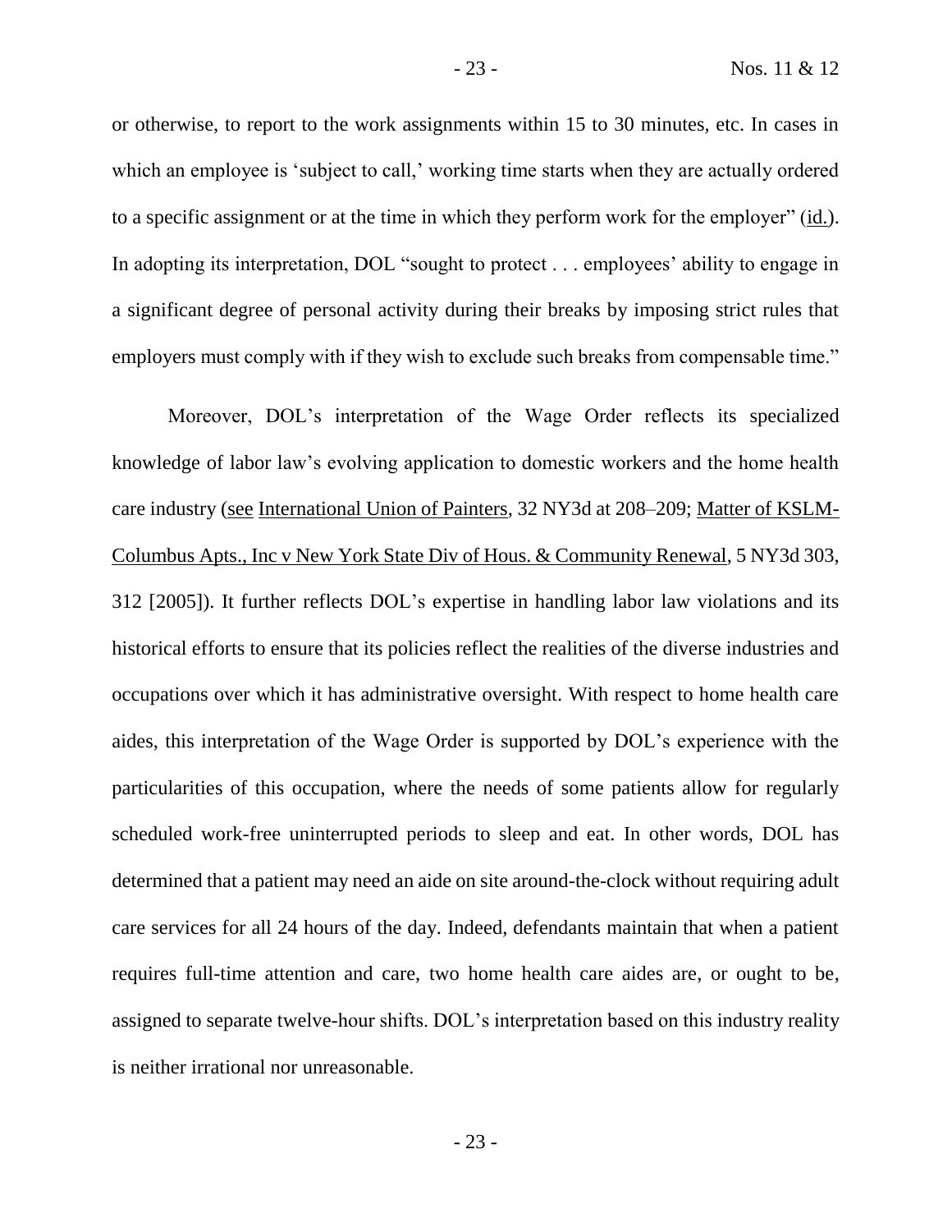or otherwise, to report to the work assignments within 15 to 30 minutes, etc. In cases in which an employee is 'subject to call,' working time starts when they are actually ordered to a specific assignment or at the time in which they perform work for the employer" (id.). In adopting its interpretation, DOL "sought to protect . . . employees' ability to engage in a significant degree of personal activity during their breaks by imposing strict rules that employers must comply with if they wish to exclude such breaks from compensable time."

Moreover, DOL's interpretation of the Wage Order reflects its specialized knowledge of labor law's evolving application to domestic workers and the home health care industry (see International Union of Painters, 32 NY3d at 208–209; Matter of KSLM-Columbus Apts., Inc v New York State Div of Hous. & Community Renewal, 5 NY3d 303, 312 [2005]). It further reflects DOL's expertise in handling labor law violations and its historical efforts to ensure that its policies reflect the realities of the diverse industries and occupations over which it has administrative oversight. With respect to home health care aides, this interpretation of the Wage Order is supported by DOL's experience with the particularities of this occupation, where the needs of some patients allow for regularly scheduled work-free uninterrupted periods to sleep and eat. In other words, DOL has determined that a patient may need an aide on site around-the-clock without requiring adult care services for all 24 hours of the day. Indeed, defendants maintain that when a patient requires full-time attention and care, two home health care aides are, or ought to be, assigned to separate twelve-hour shifts. DOL's interpretation based on this industry reality is neither irrational nor unreasonable.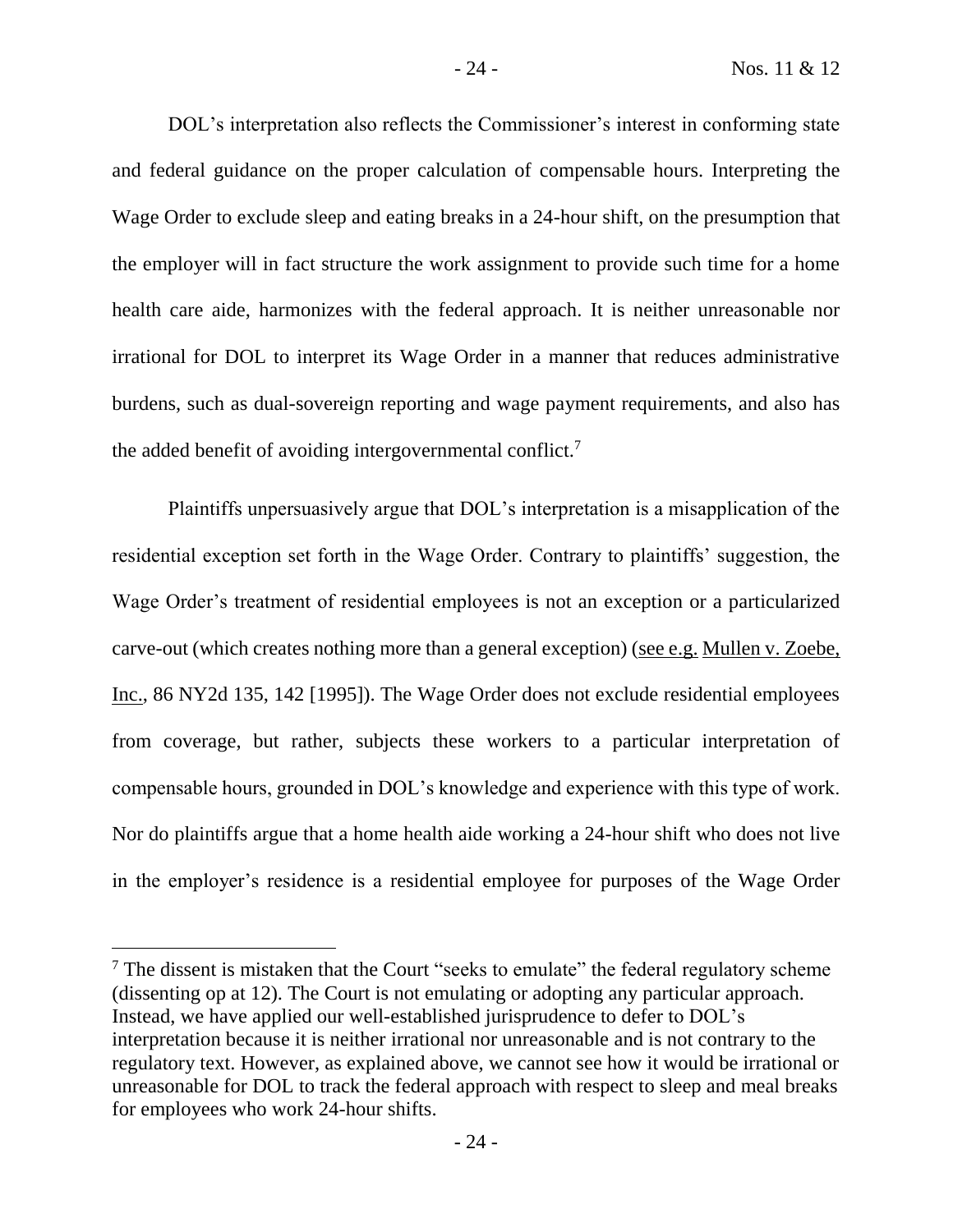DOL's interpretation also reflects the Commissioner's interest in conforming state and federal guidance on the proper calculation of compensable hours. Interpreting the Wage Order to exclude sleep and eating breaks in a 24-hour shift, on the presumption that the employer will in fact structure the work assignment to provide such time for a home health care aide, harmonizes with the federal approach. It is neither unreasonable nor irrational for DOL to interpret its Wage Order in a manner that reduces administrative burdens, such as dual-sovereign reporting and wage payment requirements, and also has the added benefit of avoiding intergovernmental conflict.[7]

Plaintiffs unpersuasively argue that DOL's interpretation is a misapplication of the residential exception set forth in the Wage Order. Contrary to plaintiffs' suggestion, the Wage Order's treatment of residential employees is not an exception or a particularized carve-out (which creates nothing more than a general exception) (see e.g. Mullen v. Zoebe, Inc., 86 NY2d 135, 142 [1995]). The Wage Order does not exclude residential employees from coverage, but rather, subjects these workers to a particular interpretation of compensable hours, grounded in DOL's knowledge and experience with this type of work. Nor do plaintiffs argue that a home health aide working a 24-hour shift who does not live in the employer's residence is a residential employee for purposes of the Wage Order

---

[7] The dissent is mistaken that the Court "seeks to emulate" the federal regulatory scheme (dissenting op at 12). The Court is not emulating or adopting any particular approach. Instead, we have applied our well-established jurisprudence to defer to DOL's interpretation because it is neither irrational nor unreasonable and is not contrary to the regulatory text. However, as explained above, we cannot see how it would be irrational or unreasonable for DOL to track the federal approach with respect to sleep and meal breaks for employees who work 24-hour shifts.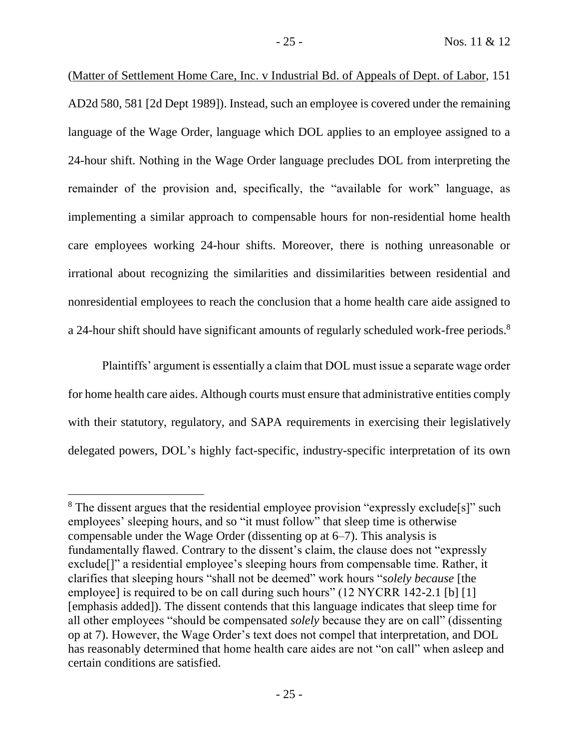(Matter of Settlement Home Care, Inc. v Industrial Bd. of Appeals of Dept. of Labor, 151 AD2d 580, 581 [2d Dept 1989]). Instead, such an employee is covered under the remaining language of the Wage Order, language which DOL applies to an employee assigned to a 24-hour shift. Nothing in the Wage Order language precludes DOL from interpreting the remainder of the provision and, specifically, the "available for work" language, as implementing a similar approach to compensable hours for non-residential home health care employees working 24-hour shifts. Moreover, there is nothing unreasonable or irrational about recognizing the similarities and dissimilarities between residential and nonresidential employees to reach the conclusion that a home health care aide assigned to a 24-hour shift should have significant amounts of regularly scheduled work-free periods.[8]

Plaintiffs' argument is essentially a claim that DOL must issue a separate wage order for home health care aides. Although courts must ensure that administrative entities comply with their statutory, regulatory, and SAPA requirements in exercising their legislatively delegated powers, DOL's highly fact-specific, industry-specific interpretation of its own

---

[8] The dissent argues that the residential employee provision "expressly exclude[s]" such employees' sleeping hours, and so "it must follow" that sleep time is otherwise compensable under the Wage Order (dissenting op at 6–7). This analysis is fundamentally flawed. Contrary to the dissent's claim, the clause does not "expressly exclude[]" a residential employee's sleeping hours from compensable time. Rather, it clarifies that sleeping hours "shall not be deemed" work hours "*solely because* [the employee] is required to be on call during such hours" (12 NYCRR 142-2.1 [b] [1] [emphasis added]). The dissent contends that this language indicates that sleep time for all other employees "should be compensated *solely* because they are on call" (dissenting op at 7). However, the Wage Order's text does not compel that interpretation, and DOL has reasonably determined that home health care aides are not "on call" when asleep and certain conditions are satisfied.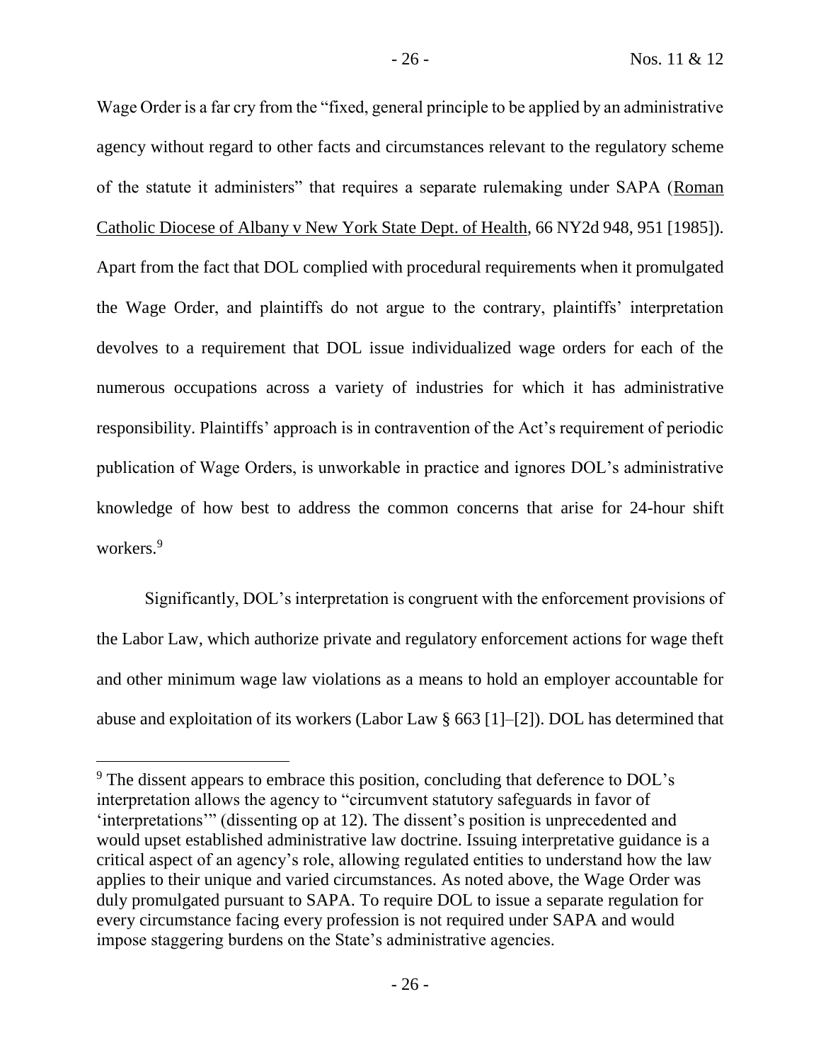Wage Order is a far cry from the "fixed, general principle to be applied by an administrative agency without regard to other facts and circumstances relevant to the regulatory scheme of the statute it administers" that requires a separate rulemaking under SAPA (Roman Catholic Diocese of Albany v New York State Dept. of Health, 66 NY2d 948, 951 [1985]). Apart from the fact that DOL complied with procedural requirements when it promulgated the Wage Order, and plaintiffs do not argue to the contrary, plaintiffs' interpretation devolves to a requirement that DOL issue individualized wage orders for each of the numerous occupations across a variety of industries for which it has administrative responsibility. Plaintiffs' approach is in contravention of the Act's requirement of periodic publication of Wage Orders, is unworkable in practice and ignores DOL's administrative knowledge of how best to address the common concerns that arise for 24-hour shift workers.[9]

Significantly, DOL's interpretation is congruent with the enforcement provisions of the Labor Law, which authorize private and regulatory enforcement actions for wage theft and other minimum wage law violations as a means to hold an employer accountable for abuse and exploitation of its workers (Labor Law § 663 [1]–[2]). DOL has determined that

---

[9] The dissent appears to embrace this position, concluding that deference to DOL's interpretation allows the agency to "circumvent statutory safeguards in favor of 'interpretations'" (dissenting op at 12). The dissent's position is unprecedented and would upset established administrative law doctrine. Issuing interpretative guidance is a critical aspect of an agency's role, allowing regulated entities to understand how the law applies to their unique and varied circumstances. As noted above, the Wage Order was duly promulgated pursuant to SAPA. To require DOL to issue a separate regulation for every circumstance facing every profession is not required under SAPA and would impose staggering burdens on the State's administrative agencies.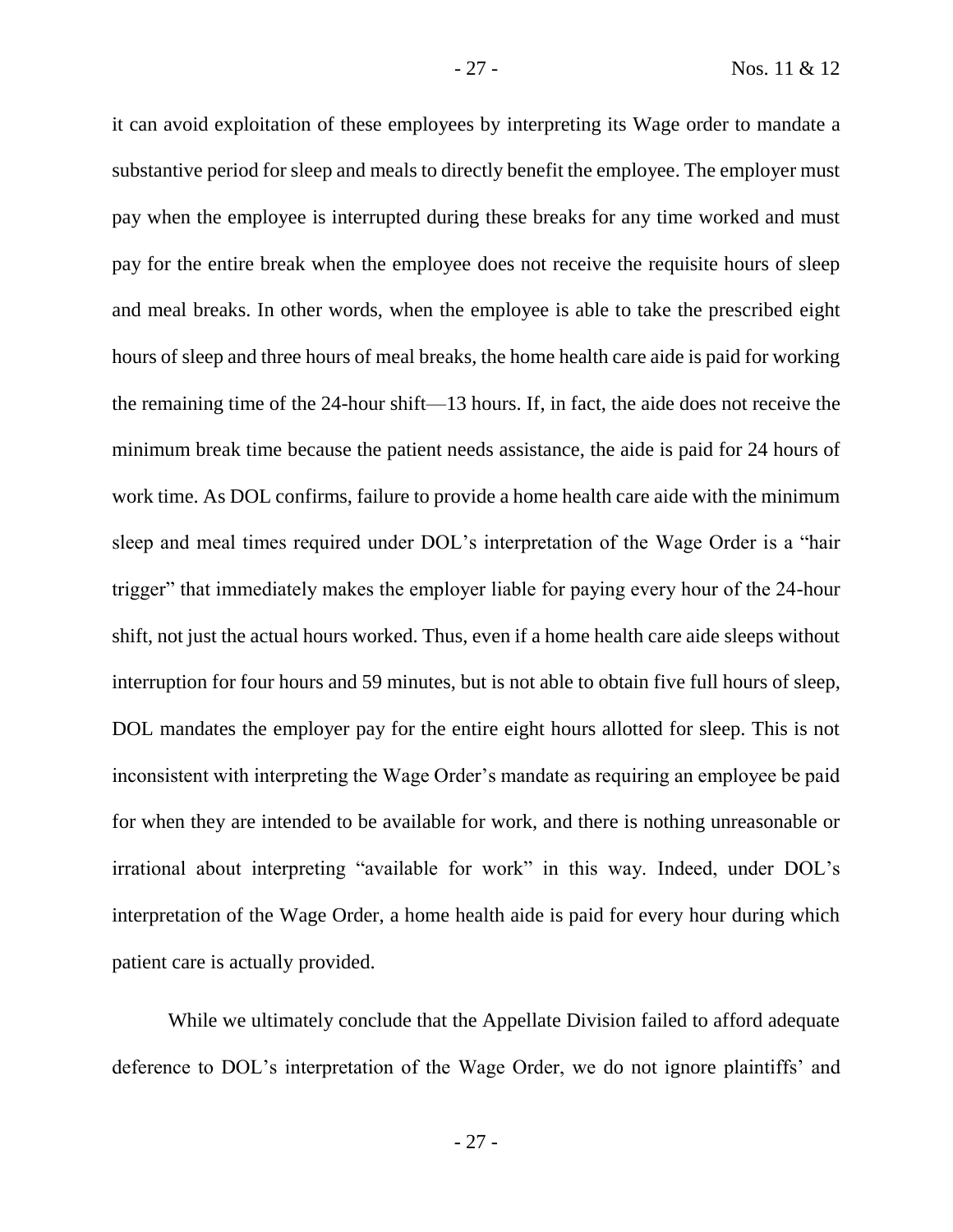it can avoid exploitation of these employees by interpreting its Wage order to mandate a substantive period for sleep and meals to directly benefit the employee. The employer must pay when the employee is interrupted during these breaks for any time worked and must pay for the entire break when the employee does not receive the requisite hours of sleep and meal breaks. In other words, when the employee is able to take the prescribed eight hours of sleep and three hours of meal breaks, the home health care aide is paid for working the remaining time of the 24-hour shift—13 hours. If, in fact, the aide does not receive the minimum break time because the patient needs assistance, the aide is paid for 24 hours of work time. As DOL confirms, failure to provide a home health care aide with the minimum sleep and meal times required under DOL's interpretation of the Wage Order is a "hair trigger" that immediately makes the employer liable for paying every hour of the 24-hour shift, not just the actual hours worked. Thus, even if a home health care aide sleeps without interruption for four hours and 59 minutes, but is not able to obtain five full hours of sleep, DOL mandates the employer pay for the entire eight hours allotted for sleep. This is not inconsistent with interpreting the Wage Order's mandate as requiring an employee be paid for when they are intended to be available for work, and there is nothing unreasonable or irrational about interpreting "available for work" in this way. Indeed, under DOL's interpretation of the Wage Order, a home health aide is paid for every hour during which patient care is actually provided.

While we ultimately conclude that the Appellate Division failed to afford adequate deference to DOL's interpretation of the Wage Order, we do not ignore plaintiffs' and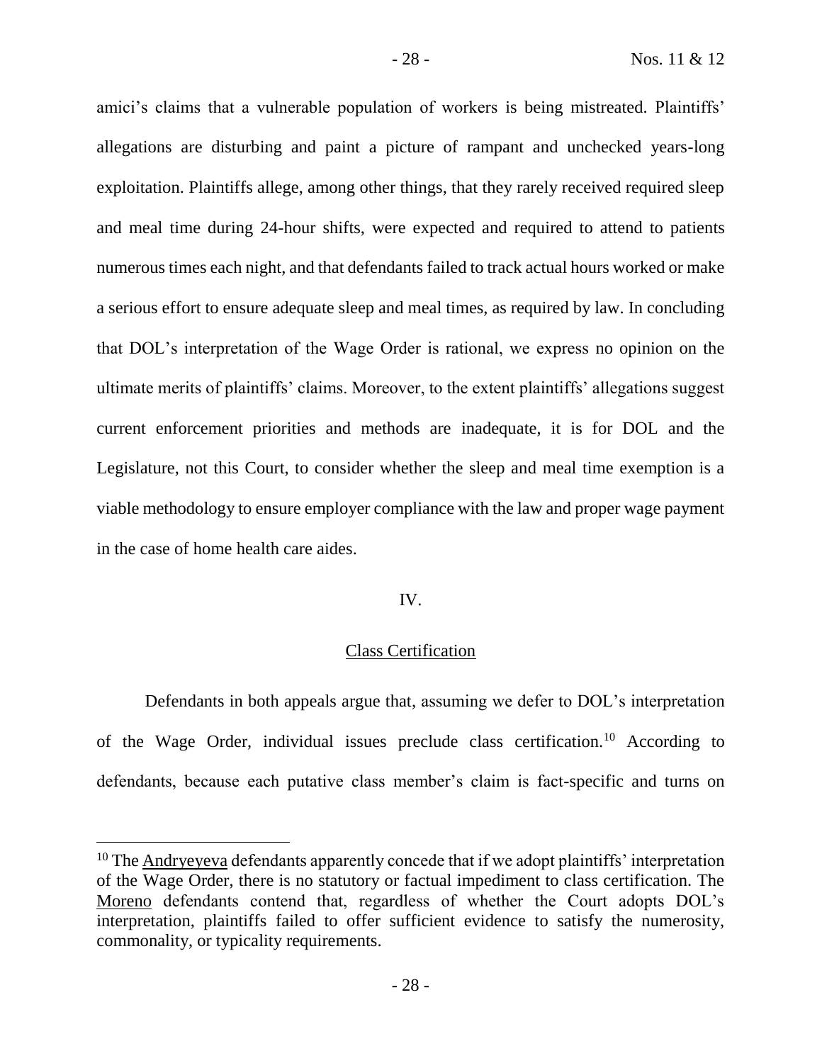amici's claims that a vulnerable population of workers is being mistreated. Plaintiffs' allegations are disturbing and paint a picture of rampant and unchecked years-long exploitation. Plaintiffs allege, among other things, that they rarely received required sleep and meal time during 24-hour shifts, were expected and required to attend to patients numerous times each night, and that defendants failed to track actual hours worked or make a serious effort to ensure adequate sleep and meal times, as required by law. In concluding that DOL's interpretation of the Wage Order is rational, we express no opinion on the ultimate merits of plaintiffs' claims. Moreover, to the extent plaintiffs' allegations suggest current enforcement priorities and methods are inadequate, it is for DOL and the Legislature, not this Court, to consider whether the sleep and meal time exemption is a viable methodology to ensure employer compliance with the law and proper wage payment in the case of home health care aides.

## IV.

## Class Certification

Defendants in both appeals argue that, assuming we defer to DOL's interpretation of the Wage Order, individual issues preclude class certification.[10] According to defendants, because each putative class member's claim is fact-specific and turns on

[10] The Andryeyeva defendants apparently concede that if we adopt plaintiffs' interpretation of the Wage Order, there is no statutory or factual impediment to class certification. The Moreno defendants contend that, regardless of whether the Court adopts DOL's interpretation, plaintiffs failed to offer sufficient evidence to satisfy the numerosity, commonality, or typicality requirements.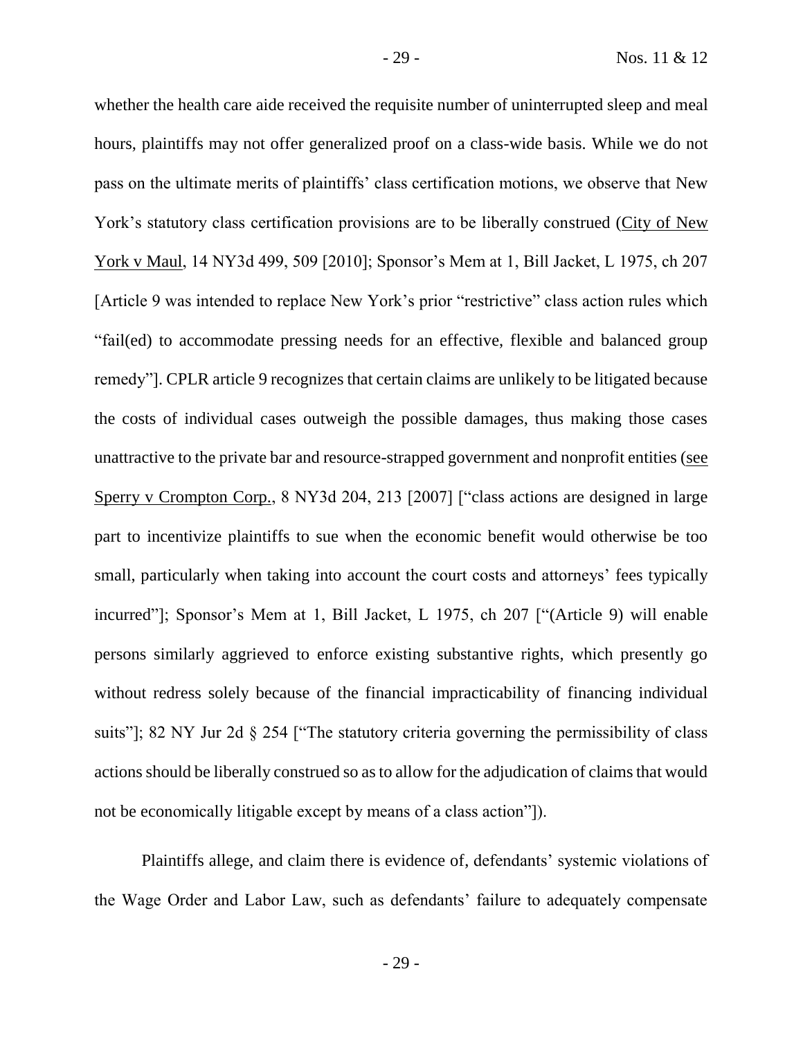whether the health care aide received the requisite number of uninterrupted sleep and meal hours, plaintiffs may not offer generalized proof on a class-wide basis. While we do not pass on the ultimate merits of plaintiffs' class certification motions, we observe that New York's statutory class certification provisions are to be liberally construed (City of New York v Maul, 14 NY3d 499, 509 [2010]; Sponsor's Mem at 1, Bill Jacket, L 1975, ch 207 [Article 9 was intended to replace New York's prior "restrictive" class action rules which "fail(ed) to accommodate pressing needs for an effective, flexible and balanced group remedy"]. CPLR article 9 recognizes that certain claims are unlikely to be litigated because the costs of individual cases outweigh the possible damages, thus making those cases unattractive to the private bar and resource-strapped government and nonprofit entities (see Sperry v Crompton Corp., 8 NY3d 204, 213 [2007] ["class actions are designed in large part to incentivize plaintiffs to sue when the economic benefit would otherwise be too small, particularly when taking into account the court costs and attorneys' fees typically incurred"]; Sponsor's Mem at 1, Bill Jacket, L 1975, ch 207 ["(Article 9) will enable persons similarly aggrieved to enforce existing substantive rights, which presently go without redress solely because of the financial impracticability of financing individual suits"]; 82 NY Jur 2d § 254 ["The statutory criteria governing the permissibility of class actions should be liberally construed so as to allow for the adjudication of claims that would not be economically litigable except by means of a class action"]).

Plaintiffs allege, and claim there is evidence of, defendants' systemic violations of the Wage Order and Labor Law, such as defendants' failure to adequately compensate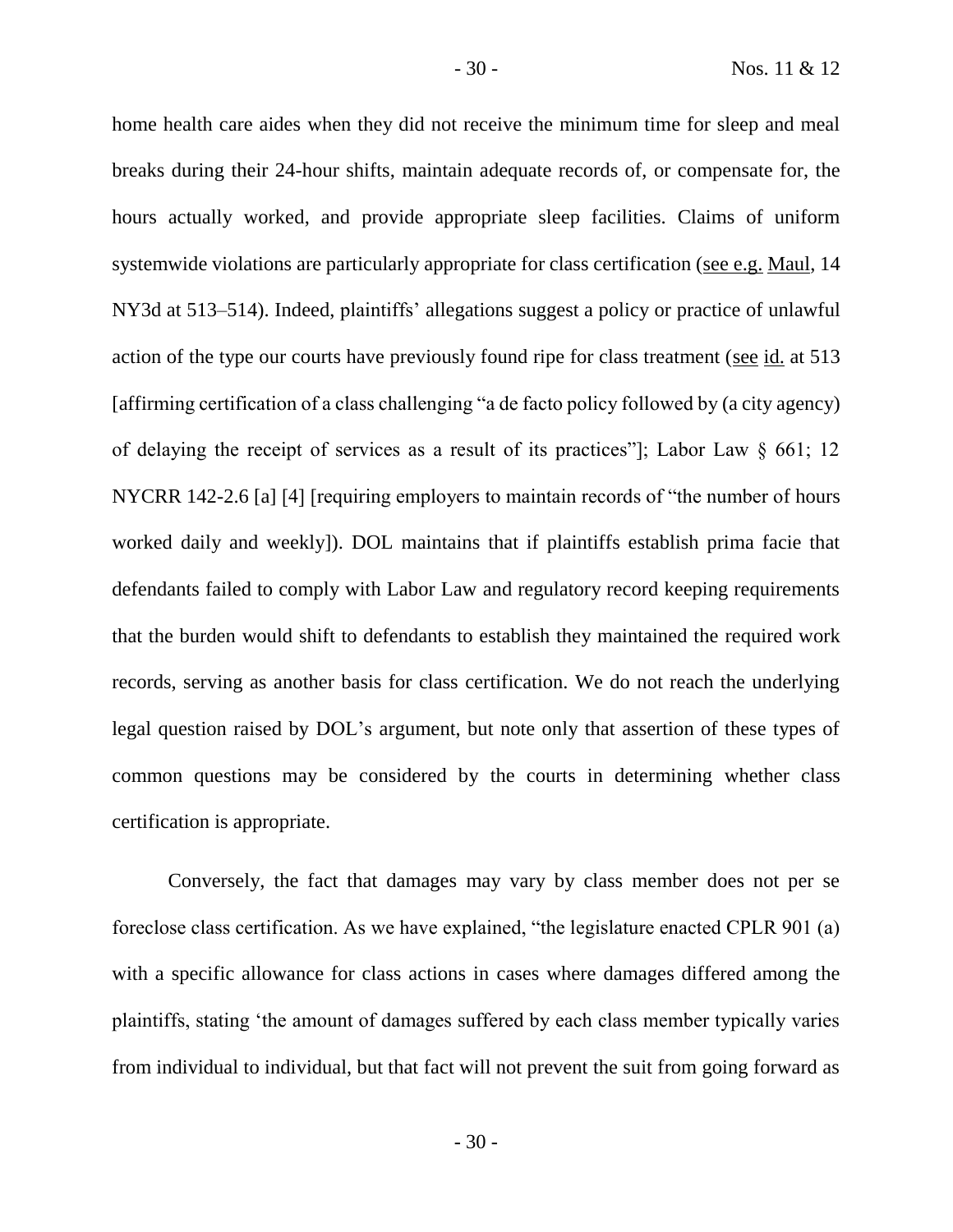home health care aides when they did not receive the minimum time for sleep and meal breaks during their 24-hour shifts, maintain adequate records of, or compensate for, the hours actually worked, and provide appropriate sleep facilities. Claims of uniform systemwide violations are particularly appropriate for class certification (see e.g. Maul, 14 NY3d at 513–514). Indeed, plaintiffs' allegations suggest a policy or practice of unlawful action of the type our courts have previously found ripe for class treatment (see id. at 513 [affirming certification of a class challenging "a de facto policy followed by (a city agency) of delaying the receipt of services as a result of its practices"]; Labor Law § 661; 12 NYCRR 142-2.6 [a] [4] [requiring employers to maintain records of "the number of hours worked daily and weekly]). DOL maintains that if plaintiffs establish prima facie that defendants failed to comply with Labor Law and regulatory record keeping requirements that the burden would shift to defendants to establish they maintained the required work records, serving as another basis for class certification. We do not reach the underlying legal question raised by DOL's argument, but note only that assertion of these types of common questions may be considered by the courts in determining whether class certification is appropriate.

Conversely, the fact that damages may vary by class member does not per se foreclose class certification. As we have explained, "the legislature enacted CPLR 901 (a) with a specific allowance for class actions in cases where damages differed among the plaintiffs, stating 'the amount of damages suffered by each class member typically varies from individual to individual, but that fact will not prevent the suit from going forward as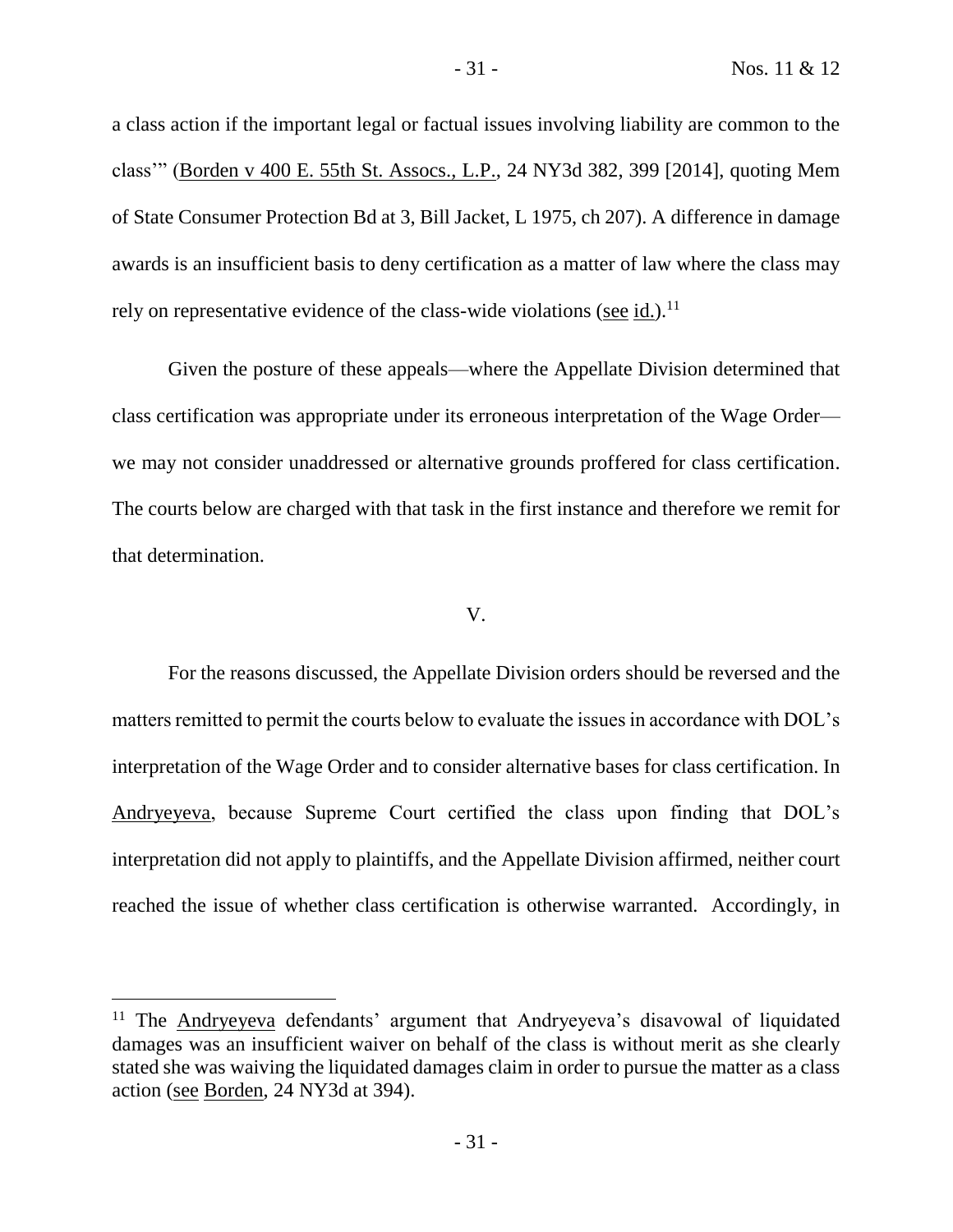a class action if the important legal or factual issues involving liability are common to the class'" (Borden v 400 E. 55th St. Assocs., L.P., 24 NY3d 382, 399 [2014], quoting Mem of State Consumer Protection Bd at 3, Bill Jacket, L 1975, ch 207). A difference in damage awards is an insufficient basis to deny certification as a matter of law where the class may rely on representative evidence of the class-wide violations (see id.).[11]

Given the posture of these appeals—where the Appellate Division determined that class certification was appropriate under its erroneous interpretation of the Wage Order—we may not consider unaddressed or alternative grounds proffered for class certification. The courts below are charged with that task in the first instance and therefore we remit for that determination.

## V.

For the reasons discussed, the Appellate Division orders should be reversed and the matters remitted to permit the courts below to evaluate the issues in accordance with DOL's interpretation of the Wage Order and to consider alternative bases for class certification. In Andryeyeva, because Supreme Court certified the class upon finding that DOL's interpretation did not apply to plaintiffs, and the Appellate Division affirmed, neither court reached the issue of whether class certification is otherwise warranted. Accordingly, in

[11] The Andryeyeva defendants' argument that Andryeyeva's disavowal of liquidated damages was an insufficient waiver on behalf of the class is without merit as she clearly stated she was waiving the liquidated damages claim in order to pursue the matter as a class action (see Borden, 24 NY3d at 394).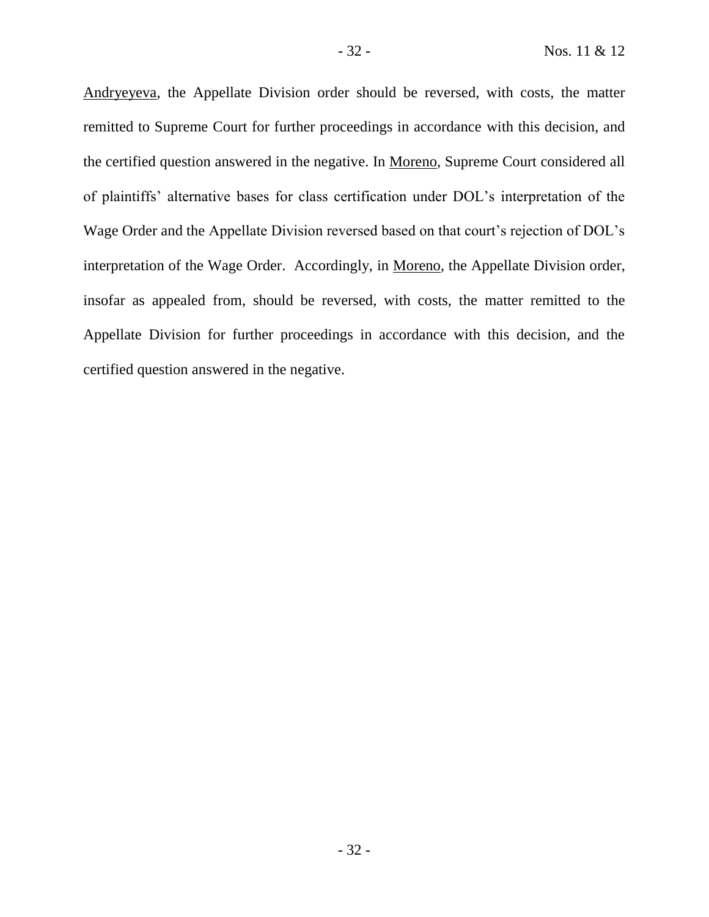Andryeyeva, the Appellate Division order should be reversed, with costs, the matter remitted to Supreme Court for further proceedings in accordance with this decision, and the certified question answered in the negative. In Moreno, Supreme Court considered all of plaintiffs' alternative bases for class certification under DOL's interpretation of the Wage Order and the Appellate Division reversed based on that court's rejection of DOL's interpretation of the Wage Order. Accordingly, in Moreno, the Appellate Division order, insofar as appealed from, should be reversed, with costs, the matter remitted to the Appellate Division for further proceedings in accordance with this decision, and the certified question answered in the negative.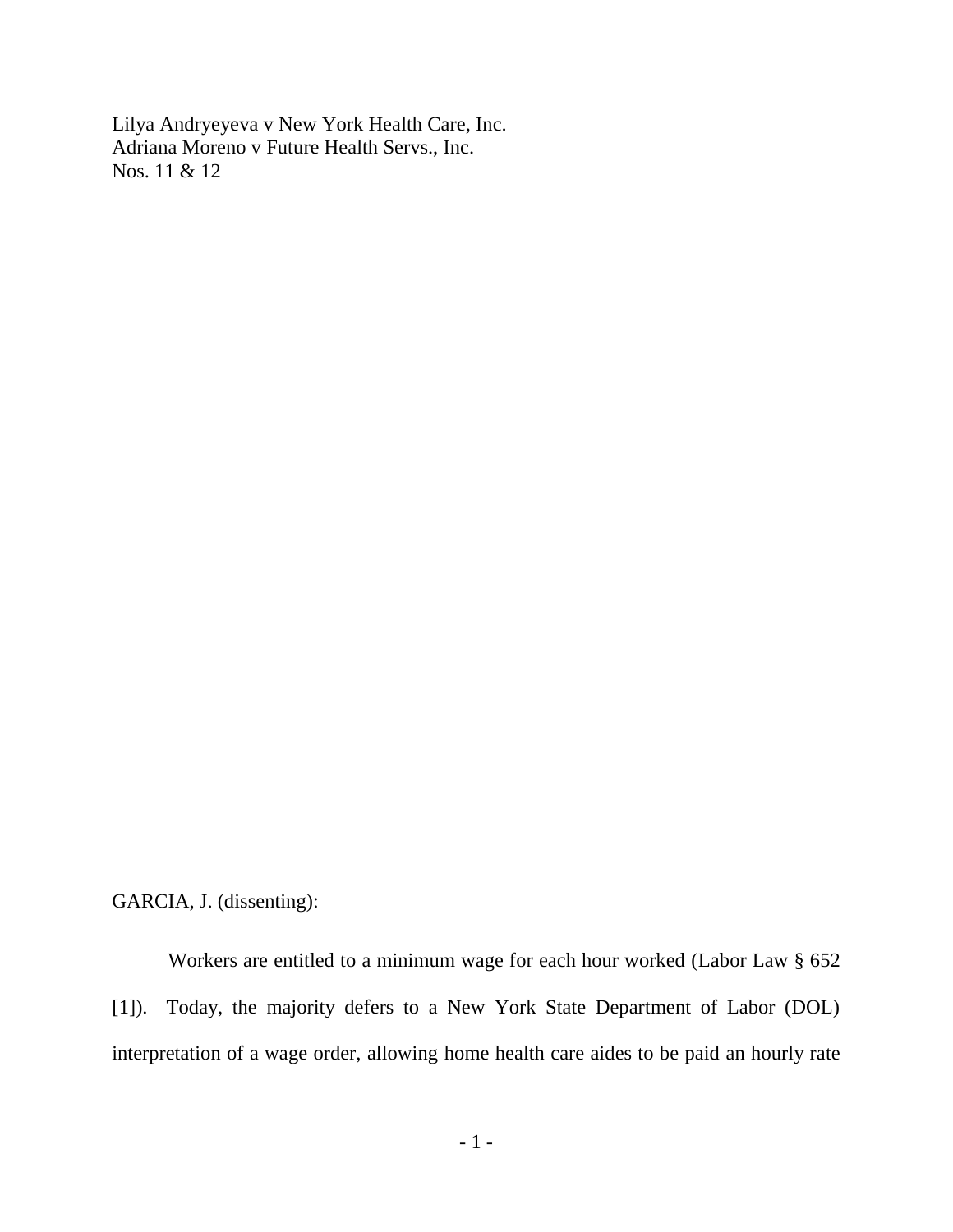Lilya Andryeyeva v New York Health Care, Inc.
Adriana Moreno v Future Health Servs., Inc.
Nos. 11 & 12

GARCIA, J. (dissenting):

Workers are entitled to a minimum wage for each hour worked (Labor Law § 652 [1]). Today, the majority defers to a New York State Department of Labor (DOL) interpretation of a wage order, allowing home health care aides to be paid an hourly rate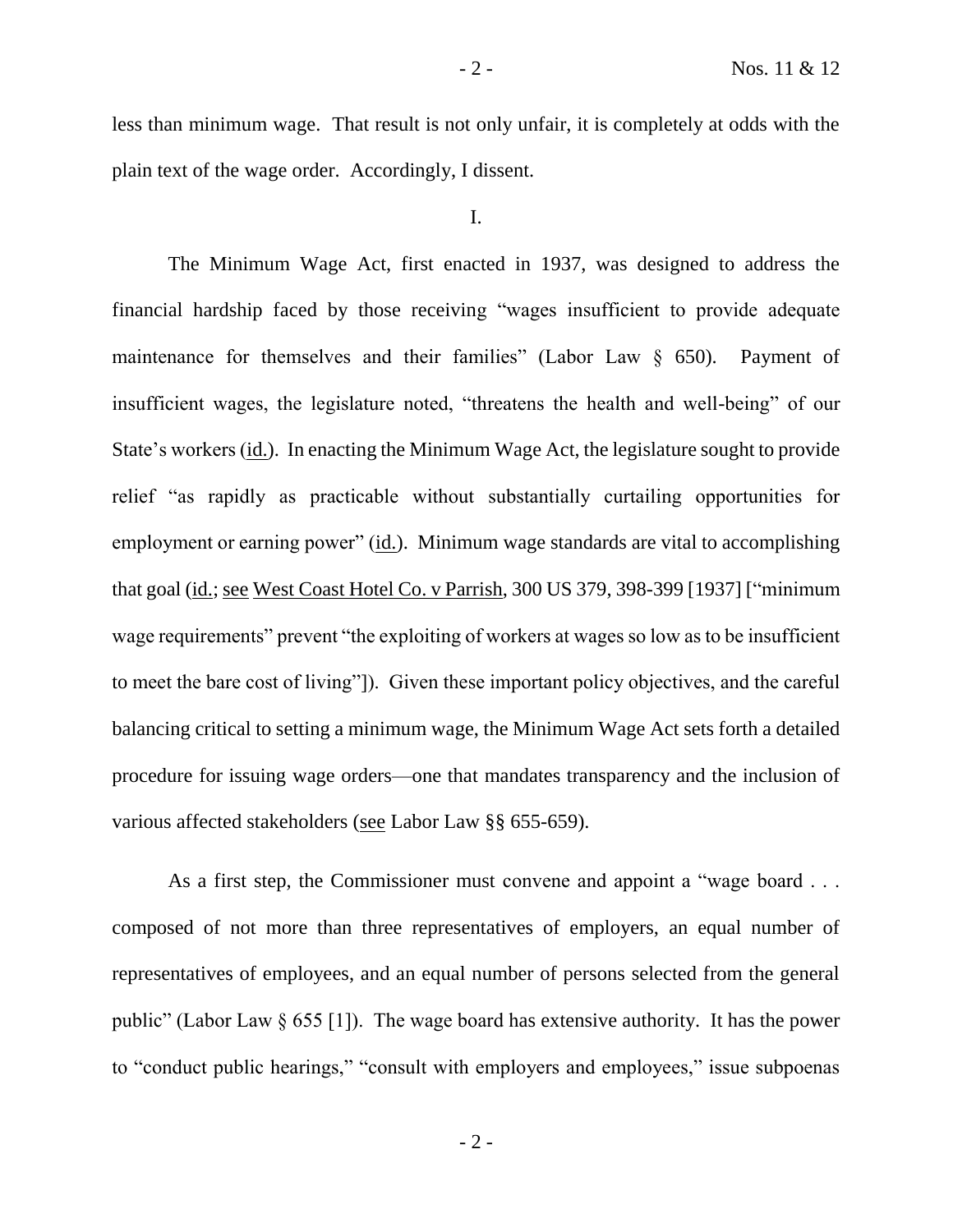less than minimum wage. That result is not only unfair, it is completely at odds with the plain text of the wage order. Accordingly, I dissent.

I.

The Minimum Wage Act, first enacted in 1937, was designed to address the financial hardship faced by those receiving "wages insufficient to provide adequate maintenance for themselves and their families" (Labor Law § 650). Payment of insufficient wages, the legislature noted, "threatens the health and well-being" of our State's workers (id.). In enacting the Minimum Wage Act, the legislature sought to provide relief "as rapidly as practicable without substantially curtailing opportunities for employment or earning power" (id.). Minimum wage standards are vital to accomplishing that goal (id.; see West Coast Hotel Co. v Parrish, 300 US 379, 398-399 [1937] ["minimum wage requirements" prevent "the exploiting of workers at wages so low as to be insufficient to meet the bare cost of living"]). Given these important policy objectives, and the careful balancing critical to setting a minimum wage, the Minimum Wage Act sets forth a detailed procedure for issuing wage orders—one that mandates transparency and the inclusion of various affected stakeholders (see Labor Law §§ 655-659).

As a first step, the Commissioner must convene and appoint a "wage board . . . composed of not more than three representatives of employers, an equal number of representatives of employees, and an equal number of persons selected from the general public" (Labor Law § 655 [1]). The wage board has extensive authority. It has the power to "conduct public hearings," "consult with employers and employees," issue subpoenas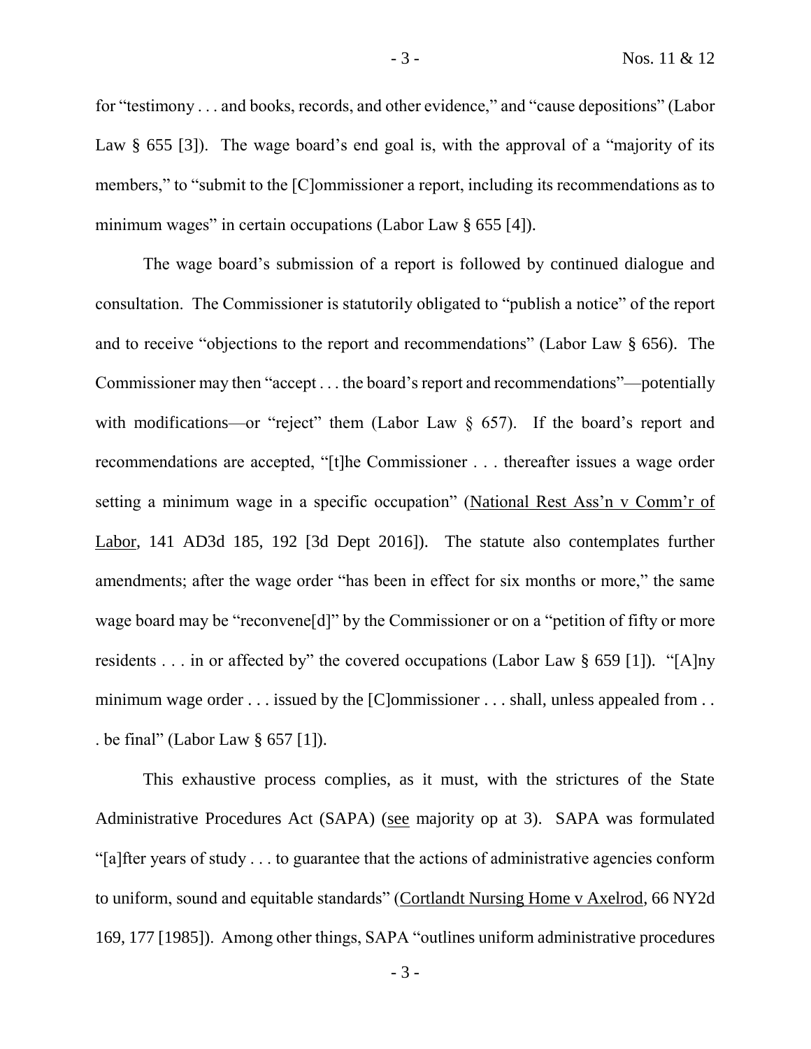for "testimony . . . and books, records, and other evidence," and "cause depositions" (Labor Law § 655 [3]). The wage board's end goal is, with the approval of a "majority of its members," to "submit to the [C]ommissioner a report, including its recommendations as to minimum wages" in certain occupations (Labor Law § 655 [4]).

The wage board's submission of a report is followed by continued dialogue and consultation. The Commissioner is statutorily obligated to "publish a notice" of the report and to receive "objections to the report and recommendations" (Labor Law § 656). The Commissioner may then "accept . . . the board's report and recommendations"—potentially with modifications—or "reject" them (Labor Law § 657). If the board's report and recommendations are accepted, "[t]he Commissioner . . . thereafter issues a wage order setting a minimum wage in a specific occupation" (National Rest Ass'n v Comm'r of Labor, 141 AD3d 185, 192 [3d Dept 2016]). The statute also contemplates further amendments; after the wage order "has been in effect for six months or more," the same wage board may be "reconvene[d]" by the Commissioner or on a "petition of fifty or more residents . . . in or affected by" the covered occupations (Labor Law § 659 [1]). "[A]ny minimum wage order . . . issued by the [C]ommissioner . . . shall, unless appealed from . . . be final" (Labor Law § 657 [1]).

This exhaustive process complies, as it must, with the strictures of the State Administrative Procedures Act (SAPA) (see majority op at 3). SAPA was formulated "[a]fter years of study . . . to guarantee that the actions of administrative agencies conform to uniform, sound and equitable standards" (Cortlandt Nursing Home v Axelrod, 66 NY2d 169, 177 [1985]). Among other things, SAPA "outlines uniform administrative procedures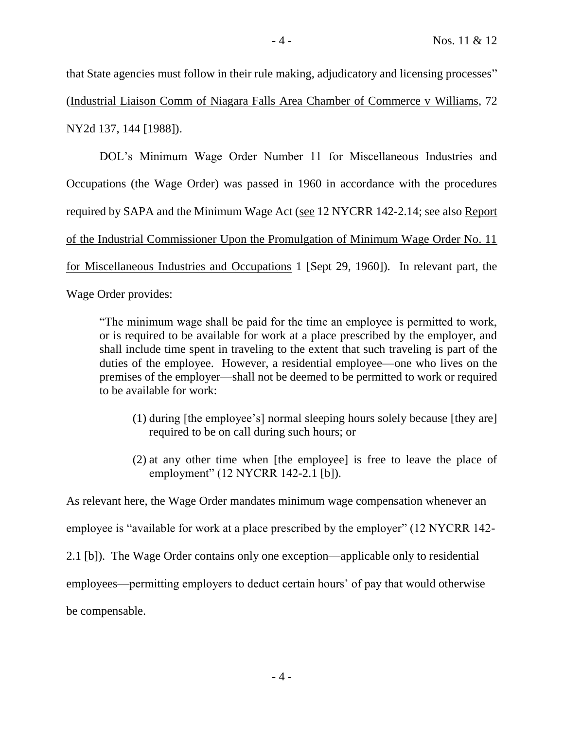that State agencies must follow in their rule making, adjudicatory and licensing processes" (Industrial Liaison Comm of Niagara Falls Area Chamber of Commerce v Williams, 72 NY2d 137, 144 [1988]).

DOL's Minimum Wage Order Number 11 for Miscellaneous Industries and Occupations (the Wage Order) was passed in 1960 in accordance with the procedures required by SAPA and the Minimum Wage Act (see 12 NYCRR 142-2.14; see also Report of the Industrial Commissioner Upon the Promulgation of Minimum Wage Order No. 11 for Miscellaneous Industries and Occupations 1 [Sept 29, 1960]). In relevant part, the Wage Order provides:

> "The minimum wage shall be paid for the time an employee is permitted to work, or is required to be available for work at a place prescribed by the employer, and shall include time spent in traveling to the extent that such traveling is part of the duties of the employee. However, a residential employee—one who lives on the premises of the employer—shall not be deemed to be permitted to work or required to be available for work:
>
> (1) during [the employee's] normal sleeping hours solely because [they are] required to be on call during such hours; or
>
> (2) at any other time when [the employee] is free to leave the place of employment" (12 NYCRR 142-2.1 [b]).

As relevant here, the Wage Order mandates minimum wage compensation whenever an employee is "available for work at a place prescribed by the employer" (12 NYCRR 142-2.1 [b]). The Wage Order contains only one exception—applicable only to residential employees—permitting employers to deduct certain hours' of pay that would otherwise be compensable.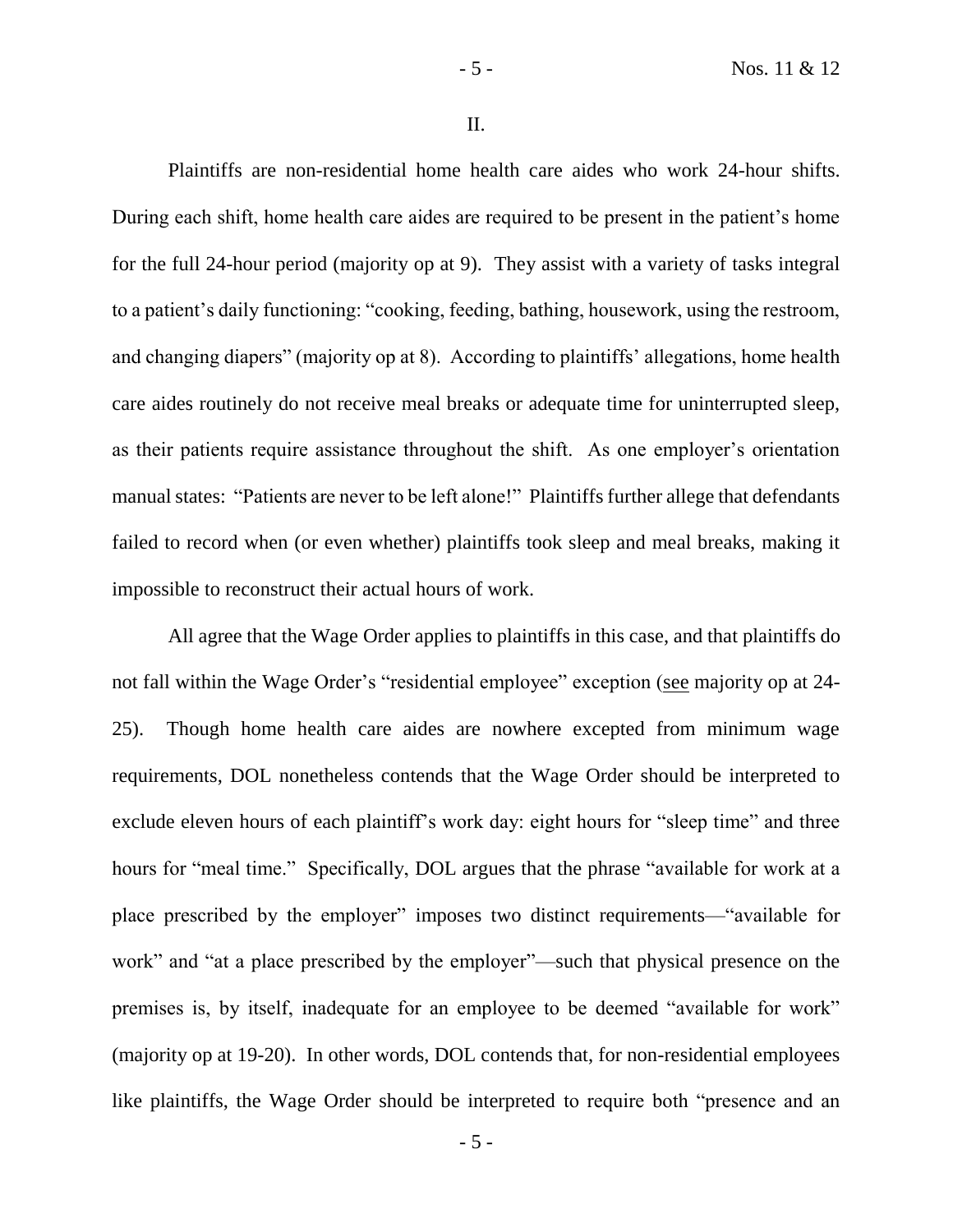II.

Plaintiffs are non-residential home health care aides who work 24-hour shifts. During each shift, home health care aides are required to be present in the patient's home for the full 24-hour period (majority op at 9). They assist with a variety of tasks integral to a patient's daily functioning: "cooking, feeding, bathing, housework, using the restroom, and changing diapers" (majority op at 8). According to plaintiffs' allegations, home health care aides routinely do not receive meal breaks or adequate time for uninterrupted sleep, as their patients require assistance throughout the shift. As one employer's orientation manual states: "Patients are never to be left alone!" Plaintiffs further allege that defendants failed to record when (or even whether) plaintiffs took sleep and meal breaks, making it impossible to reconstruct their actual hours of work.

All agree that the Wage Order applies to plaintiffs in this case, and that plaintiffs do not fall within the Wage Order's "residential employee" exception (see majority op at 24-25). Though home health care aides are nowhere excepted from minimum wage requirements, DOL nonetheless contends that the Wage Order should be interpreted to exclude eleven hours of each plaintiff's work day: eight hours for "sleep time" and three hours for "meal time." Specifically, DOL argues that the phrase "available for work at a place prescribed by the employer" imposes two distinct requirements—"available for work" and "at a place prescribed by the employer"—such that physical presence on the premises is, by itself, inadequate for an employee to be deemed "available for work" (majority op at 19-20). In other words, DOL contends that, for non-residential employees like plaintiffs, the Wage Order should be interpreted to require both "presence and an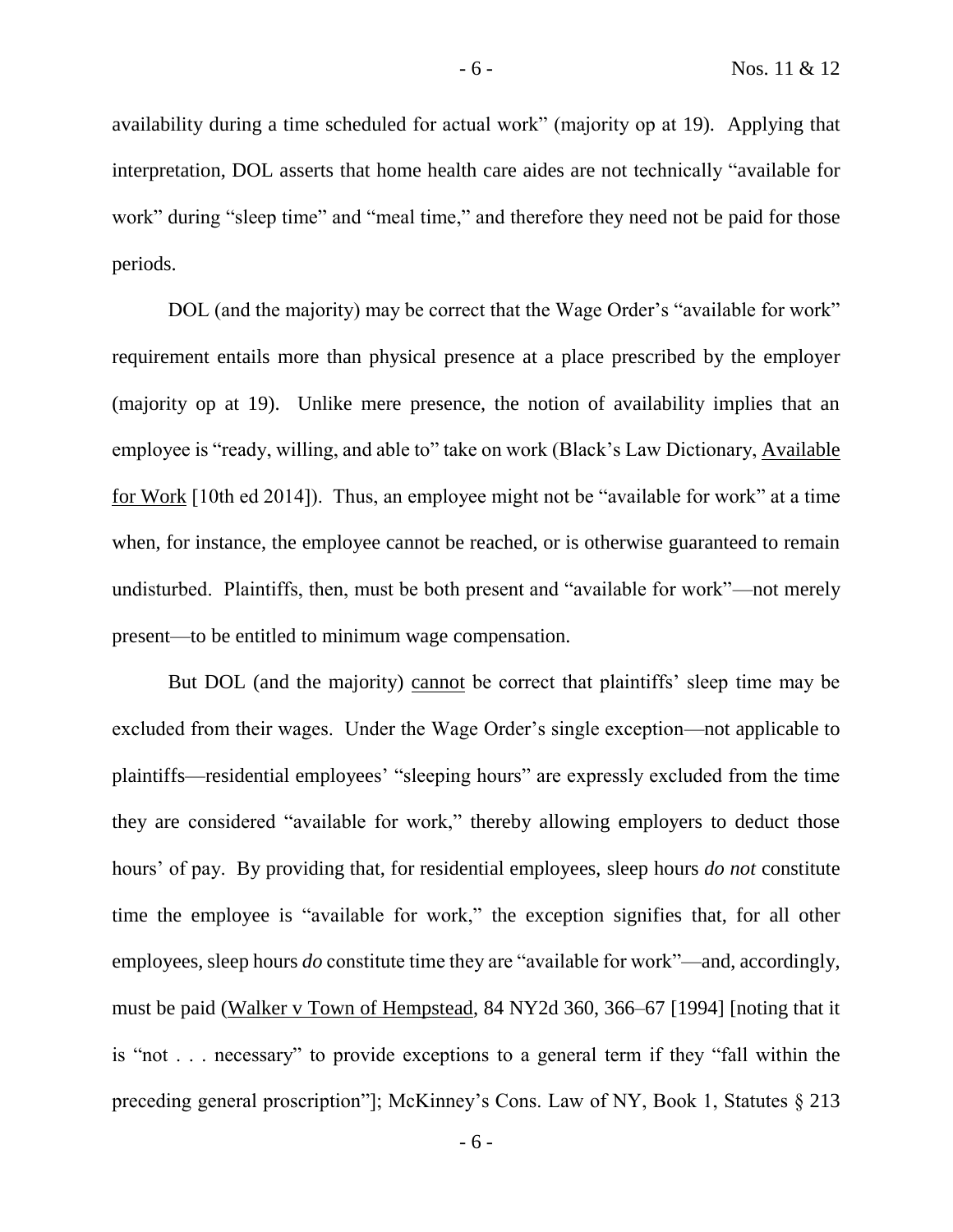availability during a time scheduled for actual work" (majority op at 19). Applying that interpretation, DOL asserts that home health care aides are not technically "available for work" during "sleep time" and "meal time," and therefore they need not be paid for those periods.

DOL (and the majority) may be correct that the Wage Order's "available for work" requirement entails more than physical presence at a place prescribed by the employer (majority op at 19). Unlike mere presence, the notion of availability implies that an employee is "ready, willing, and able to" take on work (Black's Law Dictionary, Available for Work [10th ed 2014]). Thus, an employee might not be "available for work" at a time when, for instance, the employee cannot be reached, or is otherwise guaranteed to remain undisturbed. Plaintiffs, then, must be both present and "available for work"—not merely present—to be entitled to minimum wage compensation.

But DOL (and the majority) cannot be correct that plaintiffs' sleep time may be excluded from their wages. Under the Wage Order's single exception—not applicable to plaintiffs—residential employees' "sleeping hours" are expressly excluded from the time they are considered "available for work," thereby allowing employers to deduct those hours' of pay. By providing that, for residential employees, sleep hours *do not* constitute time the employee is "available for work," the exception signifies that, for all other employees, sleep hours *do* constitute time they are "available for work"—and, accordingly, must be paid (Walker v Town of Hempstead, 84 NY2d 360, 366–67 [1994] [noting that it is "not . . . necessary" to provide exceptions to a general term if they "fall within the preceding general proscription"]; McKinney's Cons. Law of NY, Book 1, Statutes § 213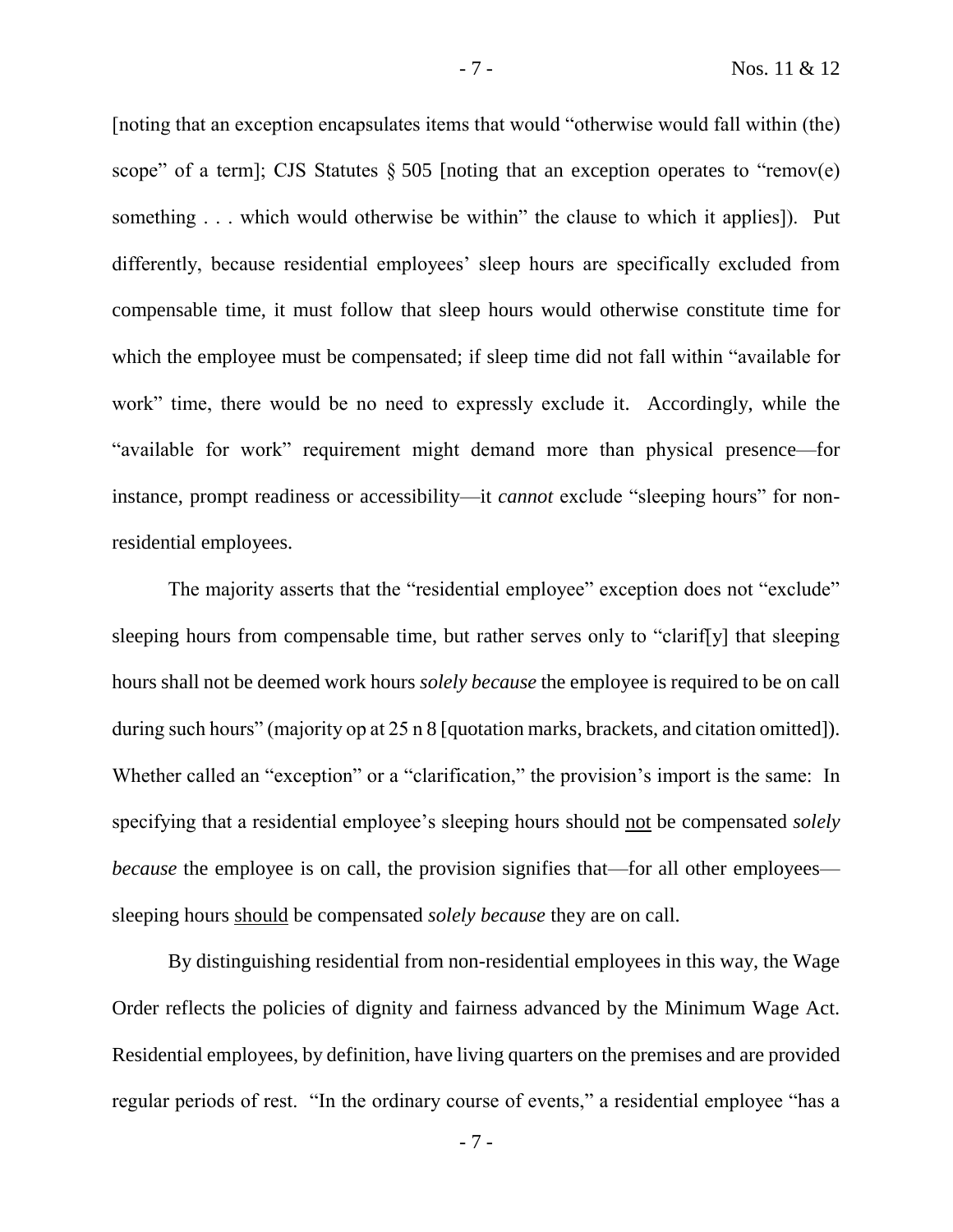[noting that an exception encapsulates items that would "otherwise would fall within (the) scope" of a term]; CJS Statutes § 505 [noting that an exception operates to "remov(e) something . . . which would otherwise be within" the clause to which it applies]). Put differently, because residential employees' sleep hours are specifically excluded from compensable time, it must follow that sleep hours would otherwise constitute time for which the employee must be compensated; if sleep time did not fall within "available for work" time, there would be no need to expressly exclude it. Accordingly, while the "available for work" requirement might demand more than physical presence—for instance, prompt readiness or accessibility—it *cannot* exclude "sleeping hours" for non-residential employees.

The majority asserts that the "residential employee" exception does not "exclude" sleeping hours from compensable time, but rather serves only to "clarif[y] that sleeping hours shall not be deemed work hours *solely because* the employee is required to be on call during such hours" (majority op at 25 n 8 [quotation marks, brackets, and citation omitted]). Whether called an "exception" or a "clarification," the provision's import is the same: In specifying that a residential employee's sleeping hours should <u>not</u> be compensated *solely because* the employee is on call, the provision signifies that—for all other employees—sleeping hours <u>should</u> be compensated *solely because* they are on call.

By distinguishing residential from non-residential employees in this way, the Wage Order reflects the policies of dignity and fairness advanced by the Minimum Wage Act. Residential employees, by definition, have living quarters on the premises and are provided regular periods of rest. "In the ordinary course of events," a residential employee "has a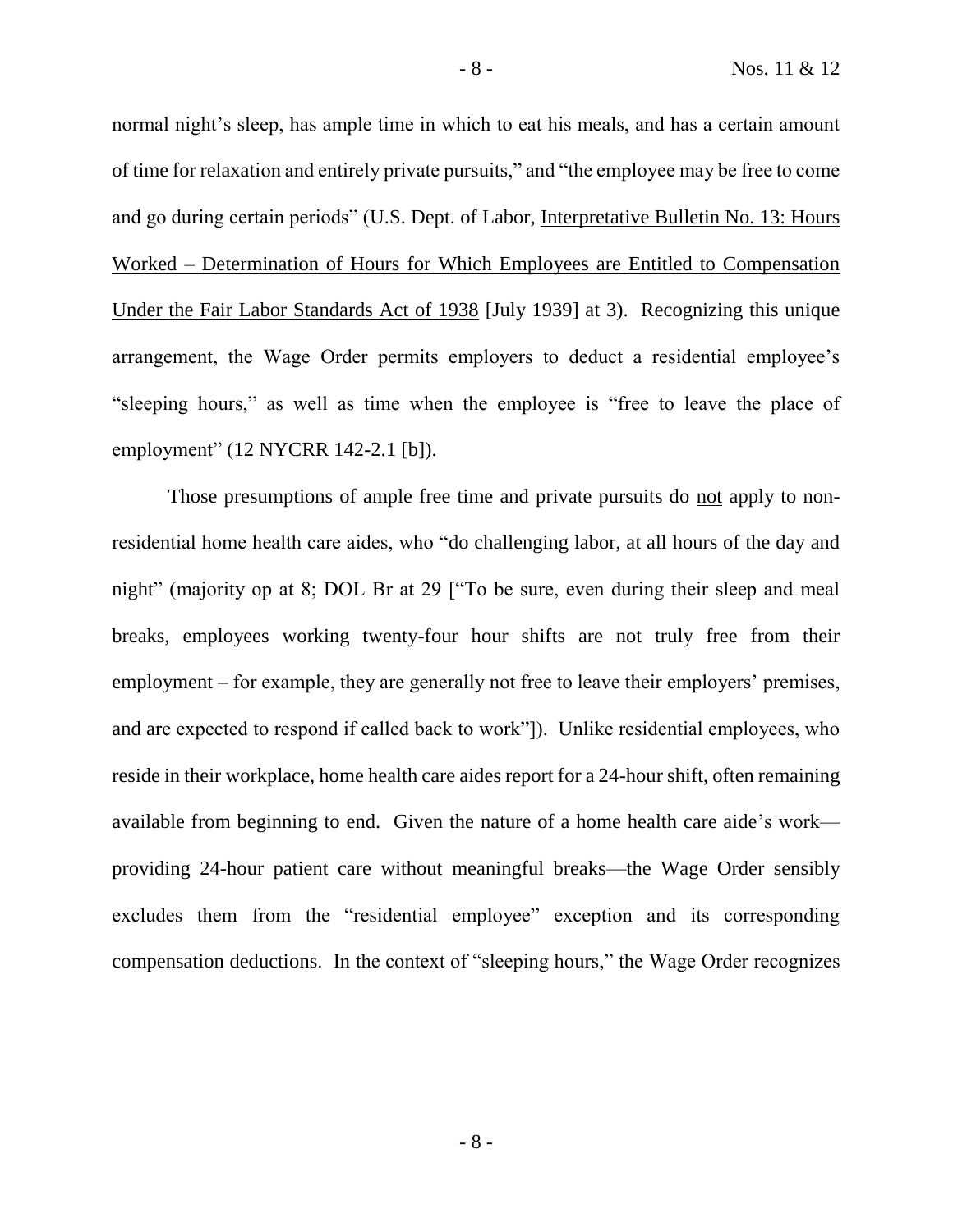normal night's sleep, has ample time in which to eat his meals, and has a certain amount of time for relaxation and entirely private pursuits," and "the employee may be free to come and go during certain periods" (U.S. Dept. of Labor, Interpretative Bulletin No. 13: Hours Worked – Determination of Hours for Which Employees are Entitled to Compensation Under the Fair Labor Standards Act of 1938 [July 1939] at 3). Recognizing this unique arrangement, the Wage Order permits employers to deduct a residential employee's "sleeping hours," as well as time when the employee is "free to leave the place of employment" (12 NYCRR 142-2.1 [b]).

Those presumptions of ample free time and private pursuits do not apply to non-residential home health care aides, who "do challenging labor, at all hours of the day and night" (majority op at 8; DOL Br at 29 ["To be sure, even during their sleep and meal breaks, employees working twenty-four hour shifts are not truly free from their employment – for example, they are generally not free to leave their employers' premises, and are expected to respond if called back to work"]). Unlike residential employees, who reside in their workplace, home health care aides report for a 24-hour shift, often remaining available from beginning to end. Given the nature of a home health care aide's work—providing 24-hour patient care without meaningful breaks—the Wage Order sensibly excludes them from the "residential employee" exception and its corresponding compensation deductions. In the context of "sleeping hours," the Wage Order recognizes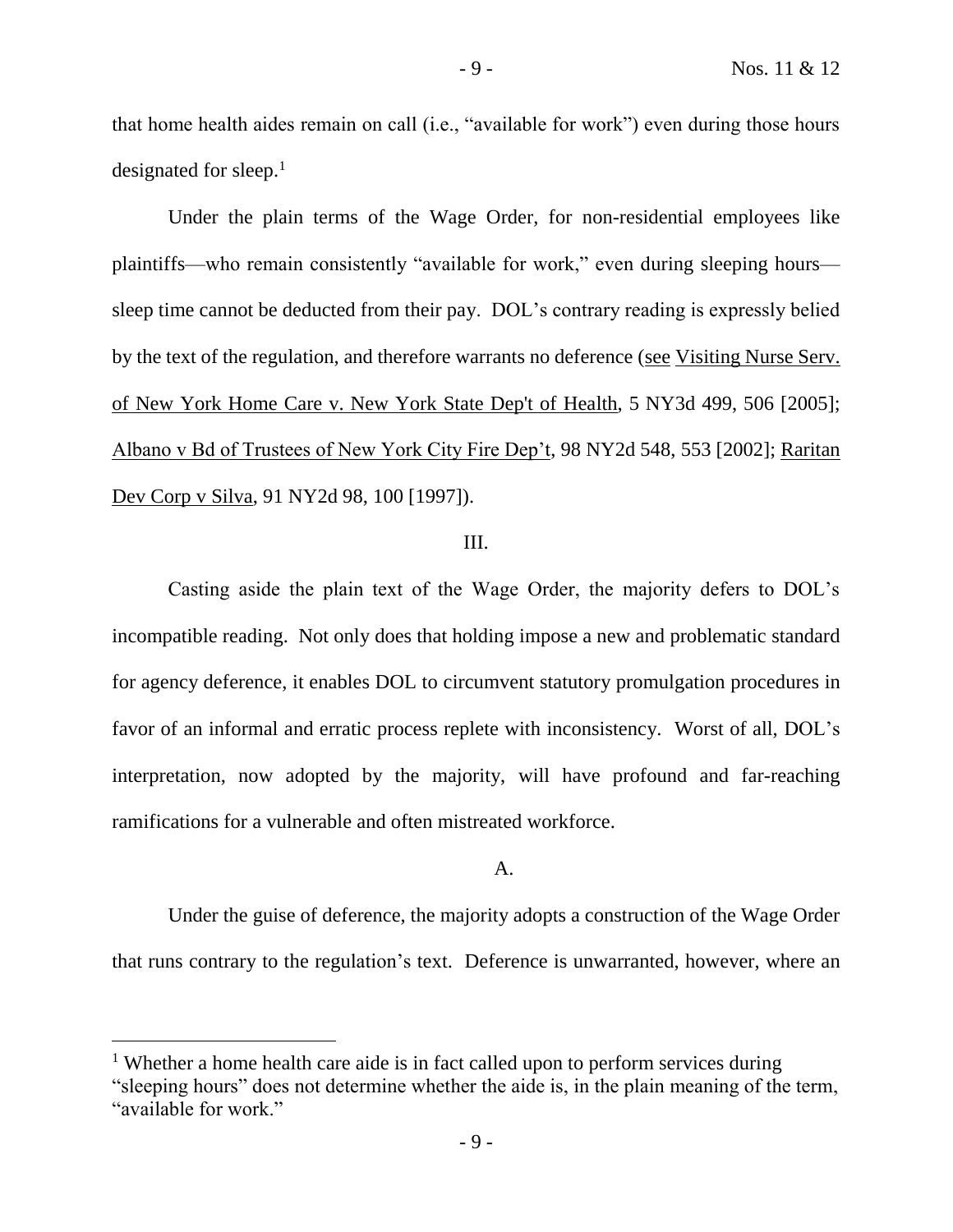that home health aides remain on call (i.e., "available for work") even during those hours designated for sleep.[1]

Under the plain terms of the Wage Order, for non-residential employees like plaintiffs—who remain consistently "available for work," even during sleeping hours—sleep time cannot be deducted from their pay. DOL's contrary reading is expressly belied by the text of the regulation, and therefore warrants no deference (see Visiting Nurse Serv. of New York Home Care v. New York State Dep't of Health, 5 NY3d 499, 506 [2005]; Albano v Bd of Trustees of New York City Fire Dep't, 98 NY2d 548, 553 [2002]; Raritan Dev Corp v Silva, 91 NY2d 98, 100 [1997]).

III.

Casting aside the plain text of the Wage Order, the majority defers to DOL's incompatible reading. Not only does that holding impose a new and problematic standard for agency deference, it enables DOL to circumvent statutory promulgation procedures in favor of an informal and erratic process replete with inconsistency. Worst of all, DOL's interpretation, now adopted by the majority, will have profound and far-reaching ramifications for a vulnerable and often mistreated workforce.

A.

Under the guise of deference, the majority adopts a construction of the Wage Order that runs contrary to the regulation's text. Deference is unwarranted, however, where an

[1] Whether a home health care aide is in fact called upon to perform services during "sleeping hours" does not determine whether the aide is, in the plain meaning of the term, "available for work."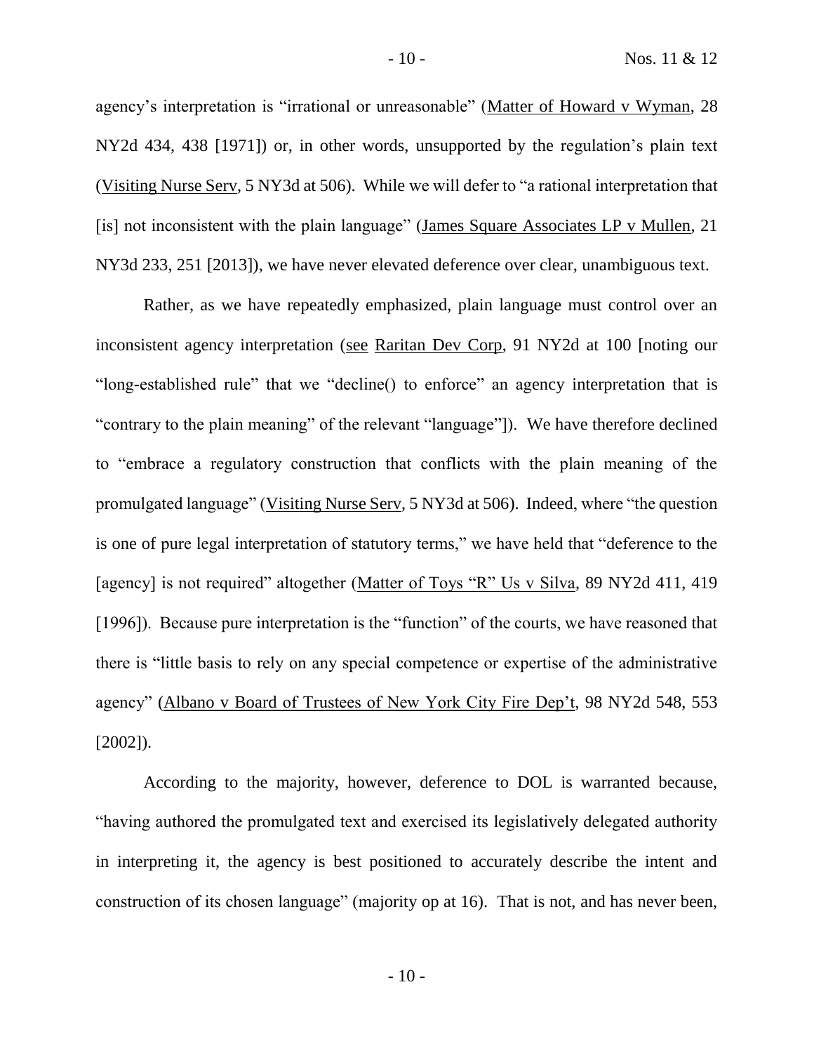agency's interpretation is "irrational or unreasonable" (Matter of Howard v Wyman, 28 NY2d 434, 438 [1971]) or, in other words, unsupported by the regulation's plain text (Visiting Nurse Serv, 5 NY3d at 506). While we will defer to "a rational interpretation that [is] not inconsistent with the plain language" (James Square Associates LP v Mullen, 21 NY3d 233, 251 [2013]), we have never elevated deference over clear, unambiguous text.

Rather, as we have repeatedly emphasized, plain language must control over an inconsistent agency interpretation (see Raritan Dev Corp, 91 NY2d at 100 [noting our "long-established rule" that we "decline() to enforce" an agency interpretation that is "contrary to the plain meaning" of the relevant "language"]). We have therefore declined to "embrace a regulatory construction that conflicts with the plain meaning of the promulgated language" (Visiting Nurse Serv, 5 NY3d at 506). Indeed, where "the question is one of pure legal interpretation of statutory terms," we have held that "deference to the [agency] is not required" altogether (Matter of Toys "R" Us v Silva, 89 NY2d 411, 419 [1996]). Because pure interpretation is the "function" of the courts, we have reasoned that there is "little basis to rely on any special competence or expertise of the administrative agency" (Albano v Board of Trustees of New York City Fire Dep't, 98 NY2d 548, 553 [2002]).

According to the majority, however, deference to DOL is warranted because, "having authored the promulgated text and exercised its legislatively delegated authority in interpreting it, the agency is best positioned to accurately describe the intent and construction of its chosen language" (majority op at 16). That is not, and has never been,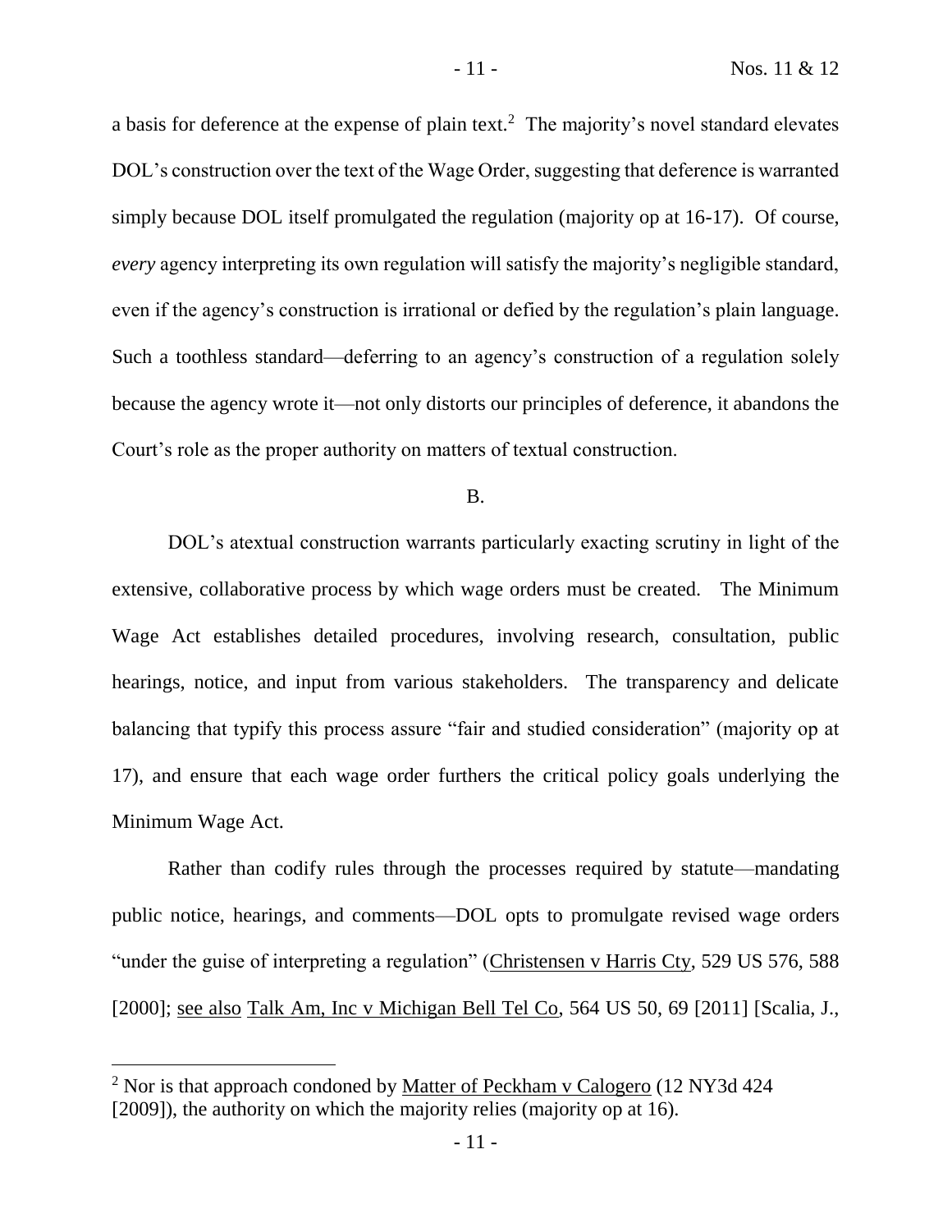a basis for deference at the expense of plain text.[2] The majority's novel standard elevates DOL's construction over the text of the Wage Order, suggesting that deference is warranted simply because DOL itself promulgated the regulation (majority op at 16-17). Of course, *every* agency interpreting its own regulation will satisfy the majority's negligible standard, even if the agency's construction is irrational or defied by the regulation's plain language. Such a toothless standard—deferring to an agency's construction of a regulation solely because the agency wrote it—not only distorts our principles of deference, it abandons the Court's role as the proper authority on matters of textual construction.

B.

DOL's atextual construction warrants particularly exacting scrutiny in light of the extensive, collaborative process by which wage orders must be created. The Minimum Wage Act establishes detailed procedures, involving research, consultation, public hearings, notice, and input from various stakeholders. The transparency and delicate balancing that typify this process assure "fair and studied consideration" (majority op at 17), and ensure that each wage order furthers the critical policy goals underlying the Minimum Wage Act.

Rather than codify rules through the processes required by statute—mandating public notice, hearings, and comments—DOL opts to promulgate revised wage orders "under the guise of interpreting a regulation" (Christensen v Harris Cty, 529 US 576, 588 [2000]; see also Talk Am, Inc v Michigan Bell Tel Co, 564 US 50, 69 [2011] [Scalia, J.,

[2] Nor is that approach condoned by Matter of Peckham v Calogero (12 NY3d 424 [2009]), the authority on which the majority relies (majority op at 16).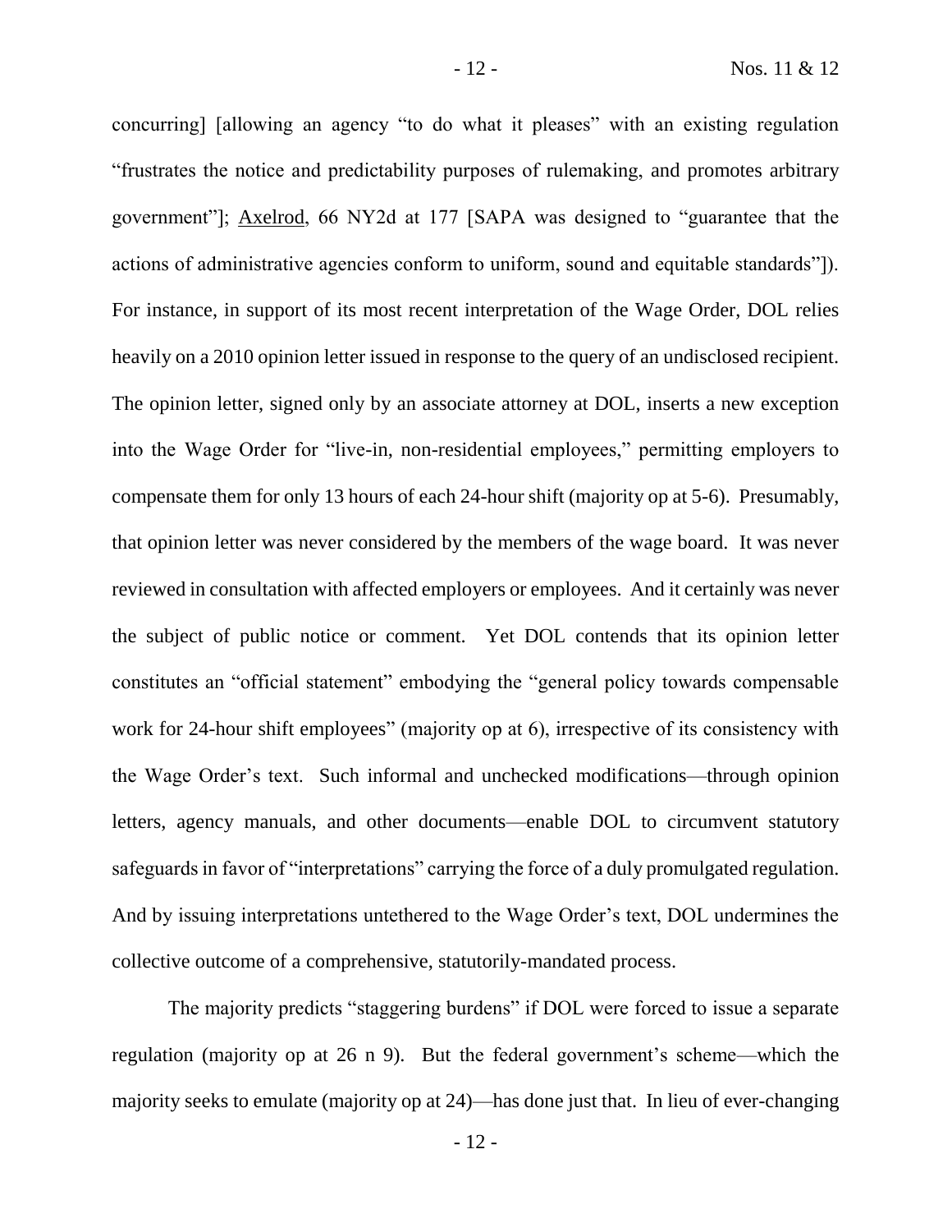concurring] [allowing an agency "to do what it pleases" with an existing regulation "frustrates the notice and predictability purposes of rulemaking, and promotes arbitrary government"]; Axelrod, 66 NY2d at 177 [SAPA was designed to "guarantee that the actions of administrative agencies conform to uniform, sound and equitable standards"]). For instance, in support of its most recent interpretation of the Wage Order, DOL relies heavily on a 2010 opinion letter issued in response to the query of an undisclosed recipient. The opinion letter, signed only by an associate attorney at DOL, inserts a new exception into the Wage Order for "live-in, non-residential employees," permitting employers to compensate them for only 13 hours of each 24-hour shift (majority op at 5-6). Presumably, that opinion letter was never considered by the members of the wage board. It was never reviewed in consultation with affected employers or employees. And it certainly was never the subject of public notice or comment. Yet DOL contends that its opinion letter constitutes an "official statement" embodying the "general policy towards compensable work for 24-hour shift employees" (majority op at 6), irrespective of its consistency with the Wage Order's text. Such informal and unchecked modifications—through opinion letters, agency manuals, and other documents—enable DOL to circumvent statutory safeguards in favor of "interpretations" carrying the force of a duly promulgated regulation. And by issuing interpretations untethered to the Wage Order's text, DOL undermines the collective outcome of a comprehensive, statutorily-mandated process.

The majority predicts "staggering burdens" if DOL were forced to issue a separate regulation (majority op at 26 n 9). But the federal government's scheme—which the majority seeks to emulate (majority op at 24)—has done just that. In lieu of ever-changing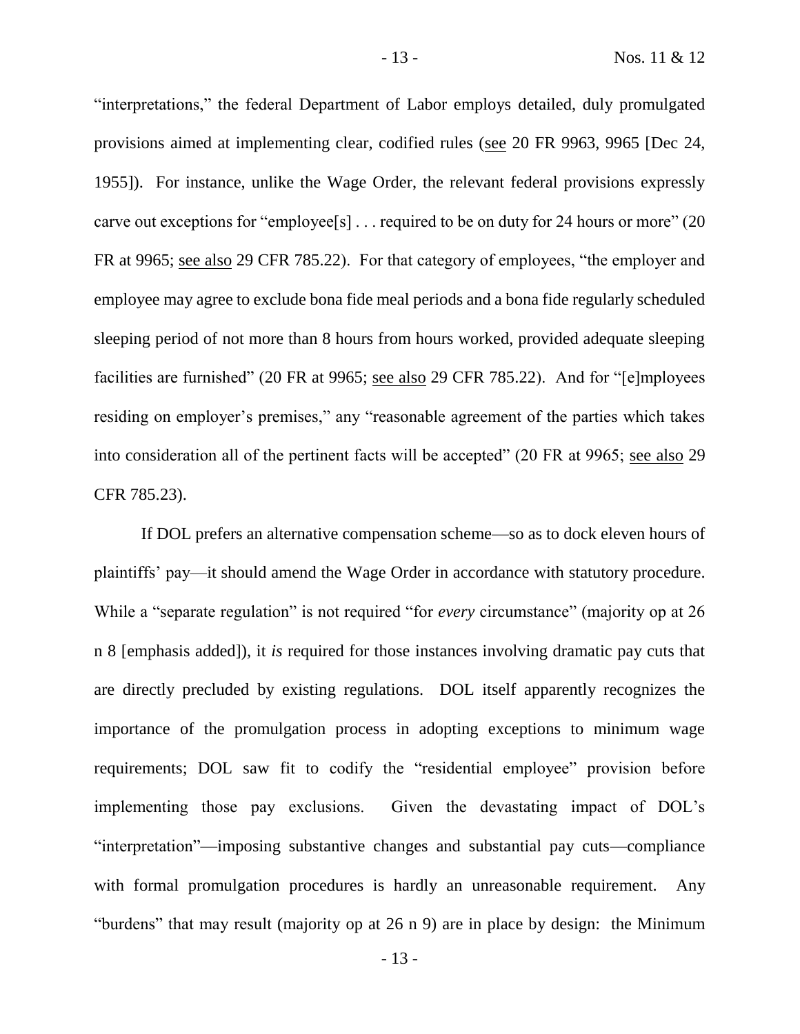"interpretations," the federal Department of Labor employs detailed, duly promulgated provisions aimed at implementing clear, codified rules (see 20 FR 9963, 9965 [Dec 24, 1955]). For instance, unlike the Wage Order, the relevant federal provisions expressly carve out exceptions for "employee[s] . . . required to be on duty for 24 hours or more" (20 FR at 9965; see also 29 CFR 785.22). For that category of employees, "the employer and employee may agree to exclude bona fide meal periods and a bona fide regularly scheduled sleeping period of not more than 8 hours from hours worked, provided adequate sleeping facilities are furnished" (20 FR at 9965; see also 29 CFR 785.22). And for "[e]mployees residing on employer's premises," any "reasonable agreement of the parties which takes into consideration all of the pertinent facts will be accepted" (20 FR at 9965; see also 29 CFR 785.23).

If DOL prefers an alternative compensation scheme—so as to dock eleven hours of plaintiffs' pay—it should amend the Wage Order in accordance with statutory procedure. While a "separate regulation" is not required "for *every* circumstance" (majority op at 26 n 8 [emphasis added]), it *is* required for those instances involving dramatic pay cuts that are directly precluded by existing regulations. DOL itself apparently recognizes the importance of the promulgation process in adopting exceptions to minimum wage requirements; DOL saw fit to codify the "residential employee" provision before implementing those pay exclusions. Given the devastating impact of DOL's "interpretation"—imposing substantive changes and substantial pay cuts—compliance with formal promulgation procedures is hardly an unreasonable requirement. Any "burdens" that may result (majority op at 26 n 9) are in place by design: the Minimum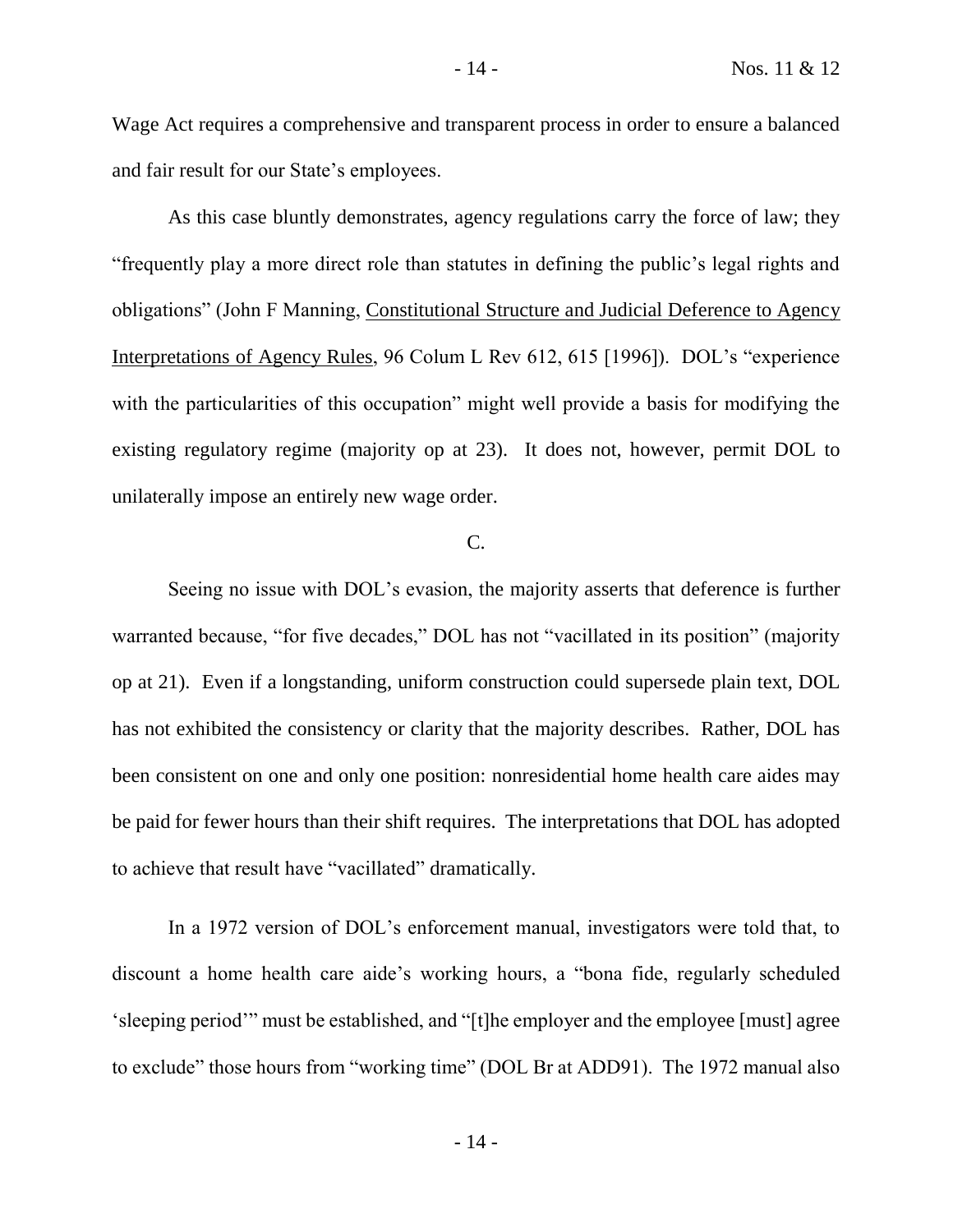Wage Act requires a comprehensive and transparent process in order to ensure a balanced and fair result for our State's employees.

As this case bluntly demonstrates, agency regulations carry the force of law; they "frequently play a more direct role than statutes in defining the public's legal rights and obligations" (John F Manning, Constitutional Structure and Judicial Deference to Agency Interpretations of Agency Rules, 96 Colum L Rev 612, 615 [1996]). DOL's "experience with the particularities of this occupation" might well provide a basis for modifying the existing regulatory regime (majority op at 23). It does not, however, permit DOL to unilaterally impose an entirely new wage order.

C.

Seeing no issue with DOL's evasion, the majority asserts that deference is further warranted because, "for five decades," DOL has not "vacillated in its position" (majority op at 21). Even if a longstanding, uniform construction could supersede plain text, DOL has not exhibited the consistency or clarity that the majority describes. Rather, DOL has been consistent on one and only one position: nonresidential home health care aides may be paid for fewer hours than their shift requires. The interpretations that DOL has adopted to achieve that result have "vacillated" dramatically.

In a 1972 version of DOL's enforcement manual, investigators were told that, to discount a home health care aide's working hours, a "bona fide, regularly scheduled 'sleeping period'" must be established, and "[t]he employer and the employee [must] agree to exclude" those hours from "working time" (DOL Br at ADD91). The 1972 manual also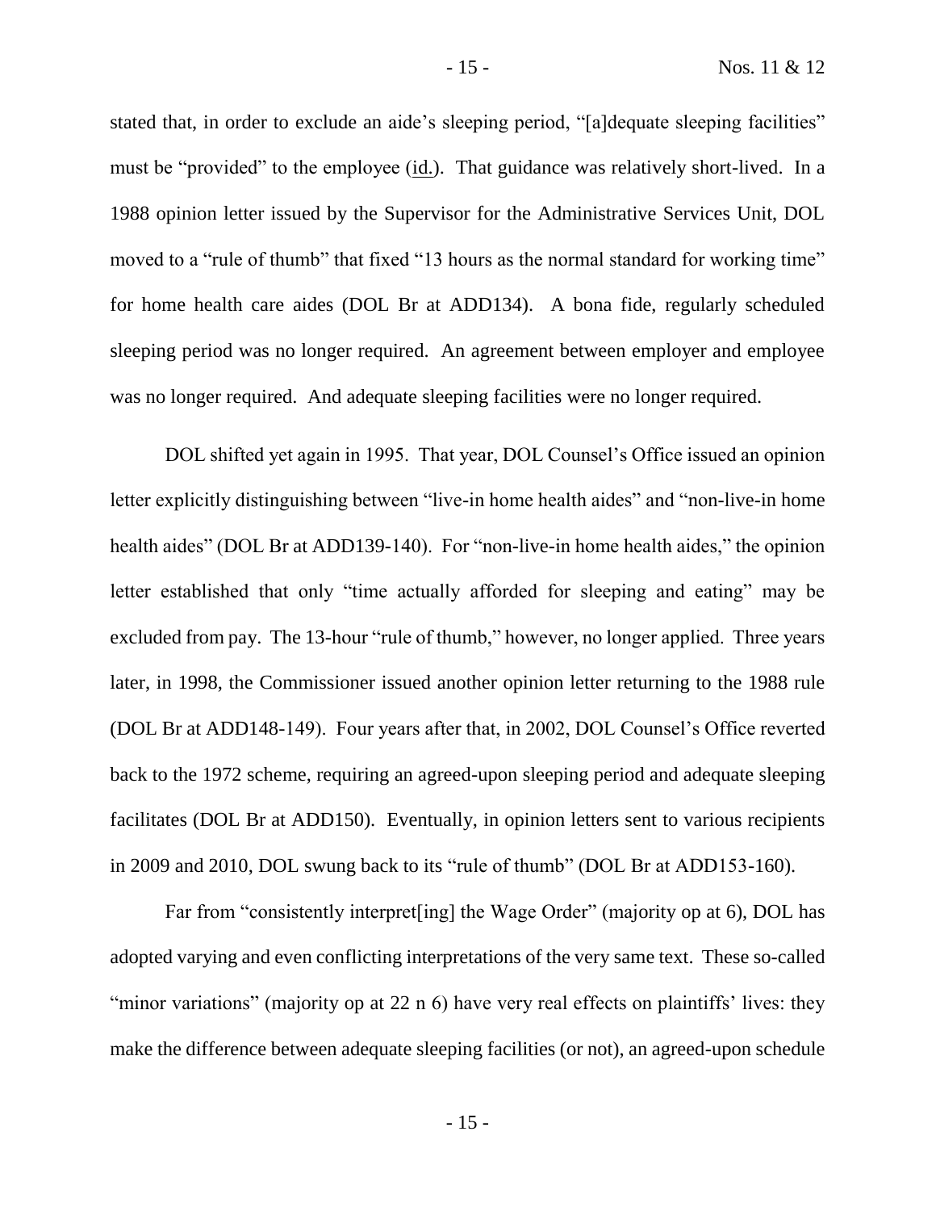stated that, in order to exclude an aide's sleeping period, "[a]dequate sleeping facilities" must be "provided" to the employee (id.). That guidance was relatively short-lived. In a 1988 opinion letter issued by the Supervisor for the Administrative Services Unit, DOL moved to a "rule of thumb" that fixed "13 hours as the normal standard for working time" for home health care aides (DOL Br at ADD134). A bona fide, regularly scheduled sleeping period was no longer required. An agreement between employer and employee was no longer required. And adequate sleeping facilities were no longer required.

DOL shifted yet again in 1995. That year, DOL Counsel's Office issued an opinion letter explicitly distinguishing between "live-in home health aides" and "non-live-in home health aides" (DOL Br at ADD139-140). For "non-live-in home health aides," the opinion letter established that only "time actually afforded for sleeping and eating" may be excluded from pay. The 13-hour "rule of thumb," however, no longer applied. Three years later, in 1998, the Commissioner issued another opinion letter returning to the 1988 rule (DOL Br at ADD148-149). Four years after that, in 2002, DOL Counsel's Office reverted back to the 1972 scheme, requiring an agreed-upon sleeping period and adequate sleeping facilitates (DOL Br at ADD150). Eventually, in opinion letters sent to various recipients in 2009 and 2010, DOL swung back to its "rule of thumb" (DOL Br at ADD153-160).

Far from "consistently interpret[ing] the Wage Order" (majority op at 6), DOL has adopted varying and even conflicting interpretations of the very same text. These so-called "minor variations" (majority op at 22 n 6) have very real effects on plaintiffs' lives: they make the difference between adequate sleeping facilities (or not), an agreed-upon schedule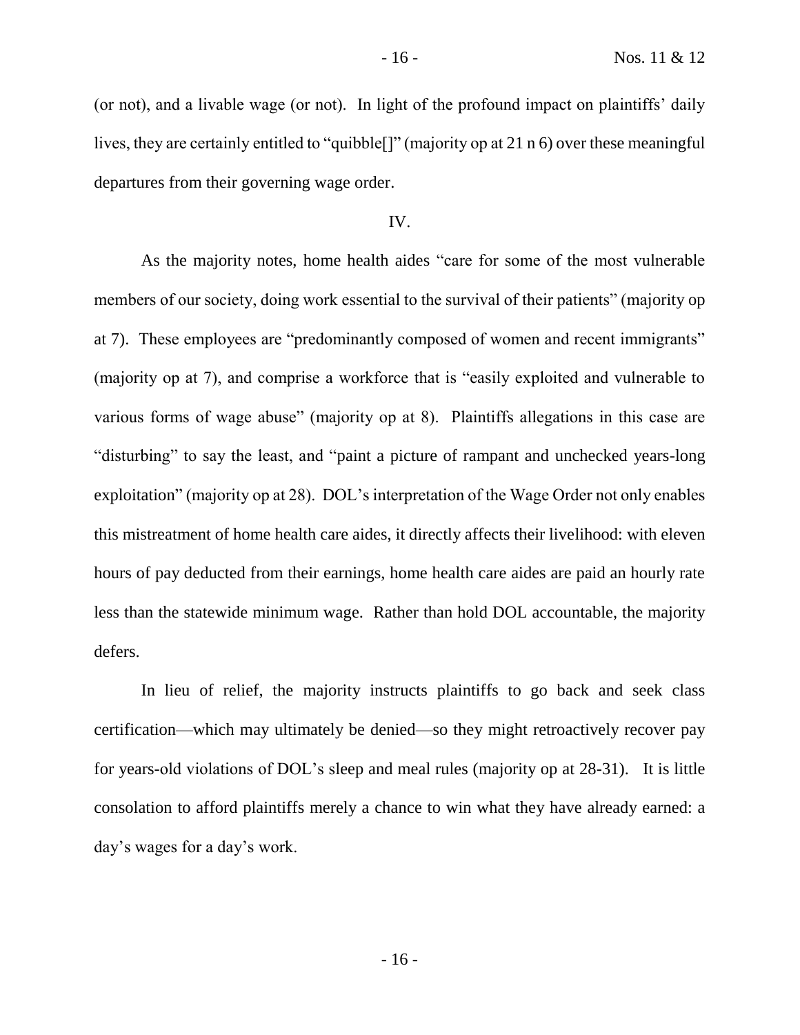(or not), and a livable wage (or not). In light of the profound impact on plaintiffs' daily lives, they are certainly entitled to "quibble[]" (majority op at 21 n 6) over these meaningful departures from their governing wage order.

IV.

As the majority notes, home health aides "care for some of the most vulnerable members of our society, doing work essential to the survival of their patients" (majority op at 7). These employees are "predominantly composed of women and recent immigrants" (majority op at 7), and comprise a workforce that is "easily exploited and vulnerable to various forms of wage abuse" (majority op at 8). Plaintiffs allegations in this case are "disturbing" to say the least, and "paint a picture of rampant and unchecked years-long exploitation" (majority op at 28). DOL's interpretation of the Wage Order not only enables this mistreatment of home health care aides, it directly affects their livelihood: with eleven hours of pay deducted from their earnings, home health care aides are paid an hourly rate less than the statewide minimum wage. Rather than hold DOL accountable, the majority defers.

In lieu of relief, the majority instructs plaintiffs to go back and seek class certification—which may ultimately be denied—so they might retroactively recover pay for years-old violations of DOL's sleep and meal rules (majority op at 28-31). It is little consolation to afford plaintiffs merely a chance to win what they have already earned: a day's wages for a day's work.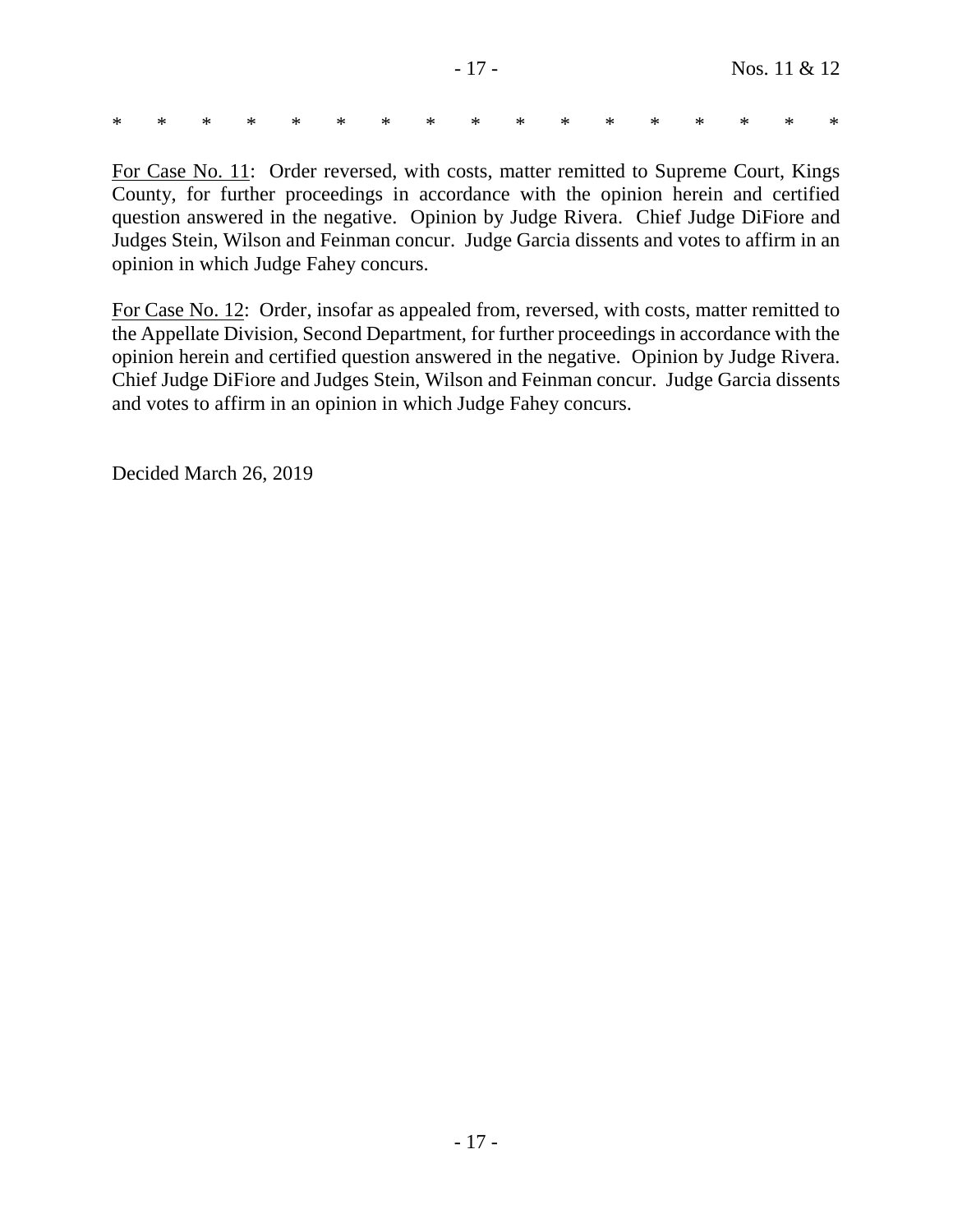\* \* \* \* \* \* \* \* \* \* \* \* \* \* \* \* \*

<u>For Case No. 11</u>: Order reversed, with costs, matter remitted to Supreme Court, Kings County, for further proceedings in accordance with the opinion herein and certified question answered in the negative. Opinion by Judge Rivera. Chief Judge DiFiore and Judges Stein, Wilson and Feinman concur. Judge Garcia dissents and votes to affirm in an opinion in which Judge Fahey concurs.

<u>For Case No. 12</u>: Order, insofar as appealed from, reversed, with costs, matter remitted to the Appellate Division, Second Department, for further proceedings in accordance with the opinion herein and certified question answered in the negative. Opinion by Judge Rivera. Chief Judge DiFiore and Judges Stein, Wilson and Feinman concur. Judge Garcia dissents and votes to affirm in an opinion in which Judge Fahey concurs.

Decided March 26, 2019